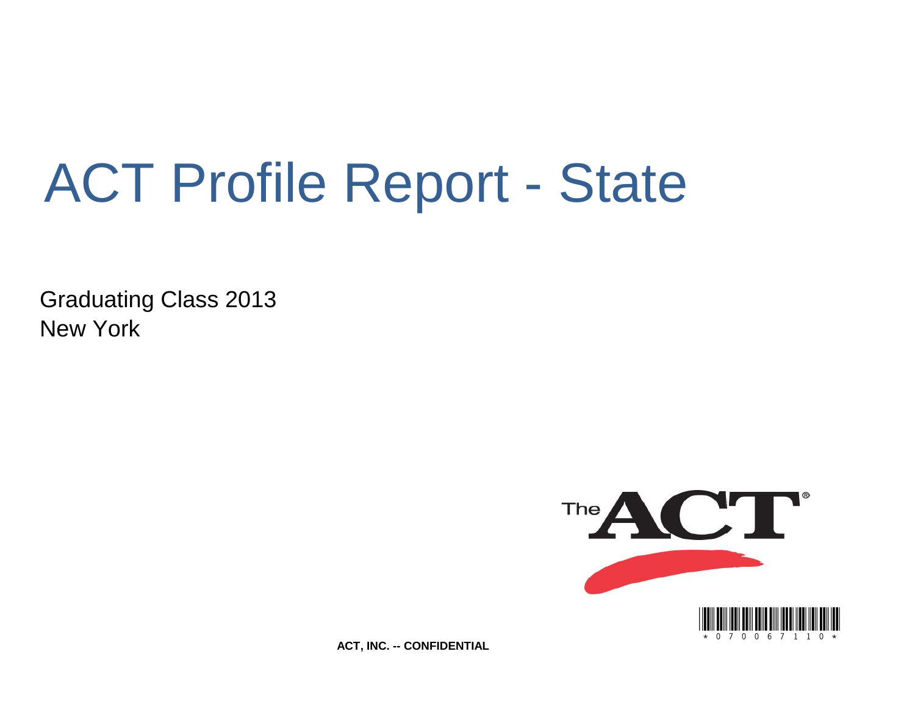# ACT Profile Report - State

Graduating Class 2013
New York

ACT, INC. -- CONFIDENTIAL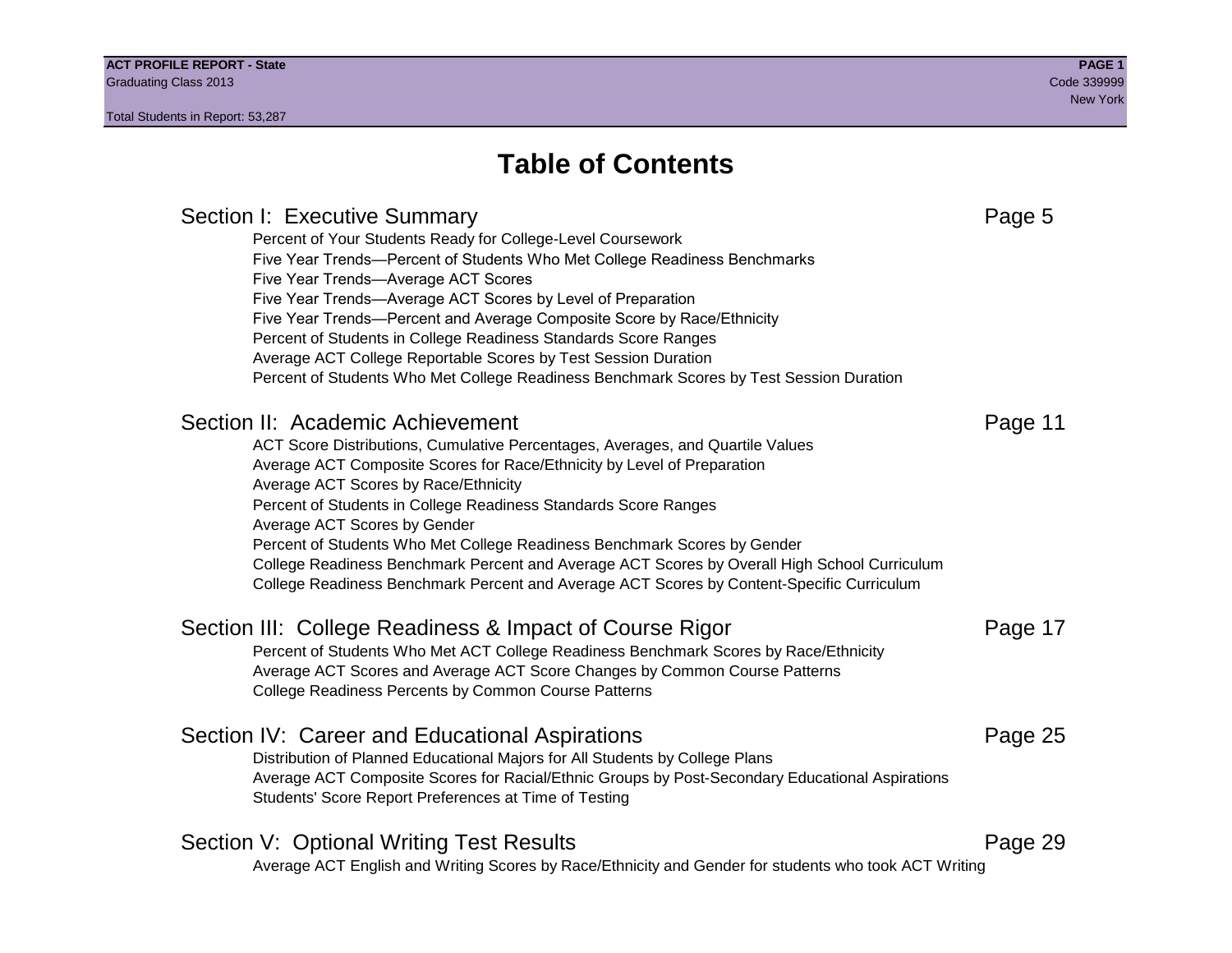# Table of Contents

## Section I: Executive Summary — Page 5

- Percent of Your Students Ready for College-Level Coursework
- Five Year Trends—Percent of Students Who Met College Readiness Benchmarks
- Five Year Trends—Average ACT Scores
- Five Year Trends—Average ACT Scores by Level of Preparation
- Five Year Trends—Percent and Average Composite Score by Race/Ethnicity
- Percent of Students in College Readiness Standards Score Ranges
- Average ACT College Reportable Scores by Test Session Duration
- Percent of Students Who Met College Readiness Benchmark Scores by Test Session Duration

## Section II: Academic Achievement — Page 11

- ACT Score Distributions, Cumulative Percentages, Averages, and Quartile Values
- Average ACT Composite Scores for Race/Ethnicity by Level of Preparation
- Average ACT Scores by Race/Ethnicity
- Percent of Students in College Readiness Standards Score Ranges
- Average ACT Scores by Gender
- Percent of Students Who Met College Readiness Benchmark Scores by Gender
- College Readiness Benchmark Percent and Average ACT Scores by Overall High School Curriculum
- College Readiness Benchmark Percent and Average ACT Scores by Content-Specific Curriculum

## Section III: College Readiness & Impact of Course Rigor — Page 17

- Percent of Students Who Met ACT College Readiness Benchmark Scores by Race/Ethnicity
- Average ACT Scores and Average ACT Score Changes by Common Course Patterns
- College Readiness Percents by Common Course Patterns

## Section IV: Career and Educational Aspirations — Page 25

- Distribution of Planned Educational Majors for All Students by College Plans
- Average ACT Composite Scores for Racial/Ethnic Groups by Post-Secondary Educational Aspirations
- Students' Score Report Preferences at Time of Testing

## Section V: Optional Writing Test Results — Page 29

- Average ACT English and Writing Scores by Race/Ethnicity and Gender for students who took ACT Writing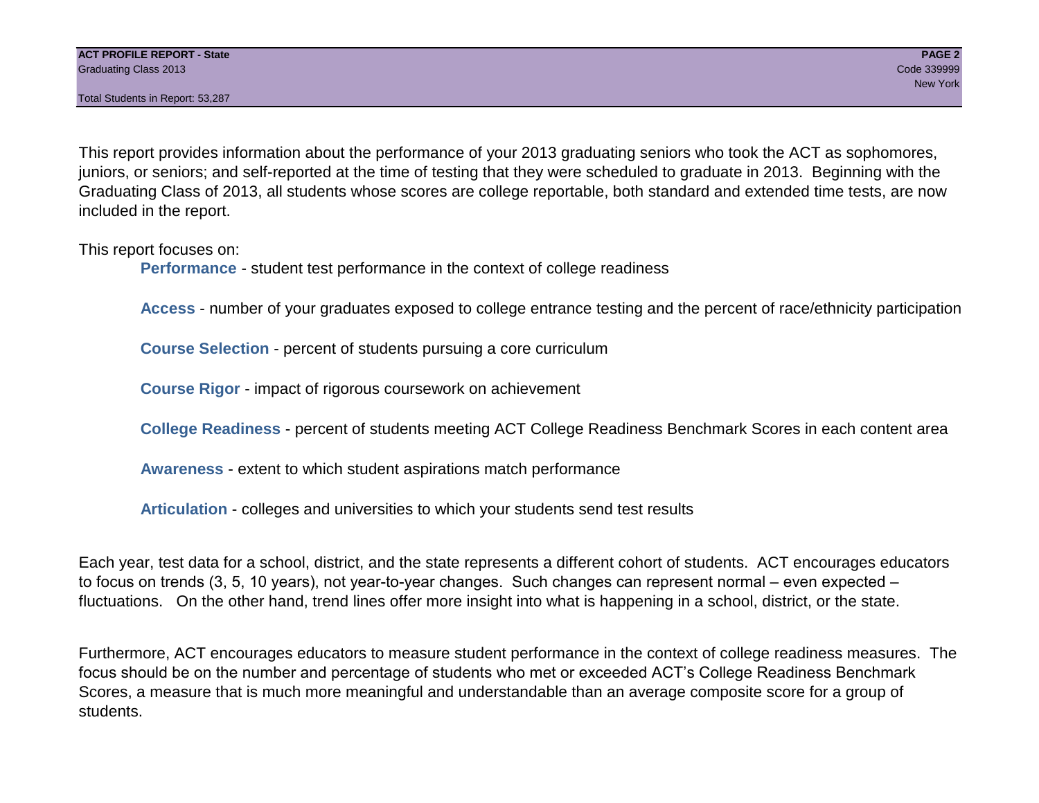This report provides information about the performance of your 2013 graduating seniors who took the ACT as sophomores, juniors, or seniors; and self-reported at the time of testing that they were scheduled to graduate in 2013. Beginning with the Graduating Class of 2013, all students whose scores are college reportable, both standard and extended time tests, are now included in the report.

This report focuses on:

- **Performance** - student test performance in the context of college readiness
- **Access** - number of your graduates exposed to college entrance testing and the percent of race/ethnicity participation
- **Course Selection** - percent of students pursuing a core curriculum
- **Course Rigor** - impact of rigorous coursework on achievement
- **College Readiness** - percent of students meeting ACT College Readiness Benchmark Scores in each content area
- **Awareness** - extent to which student aspirations match performance
- **Articulation** - colleges and universities to which your students send test results

Each year, test data for a school, district, and the state represents a different cohort of students. ACT encourages educators to focus on trends (3, 5, 10 years), not year-to-year changes. Such changes can represent normal – even expected – fluctuations. On the other hand, trend lines offer more insight into what is happening in a school, district, or the state.

Furthermore, ACT encourages educators to measure student performance in the context of college readiness measures. The focus should be on the number and percentage of students who met or exceeded ACT's College Readiness Benchmark Scores, a measure that is much more meaningful and understandable than an average composite score for a group of students.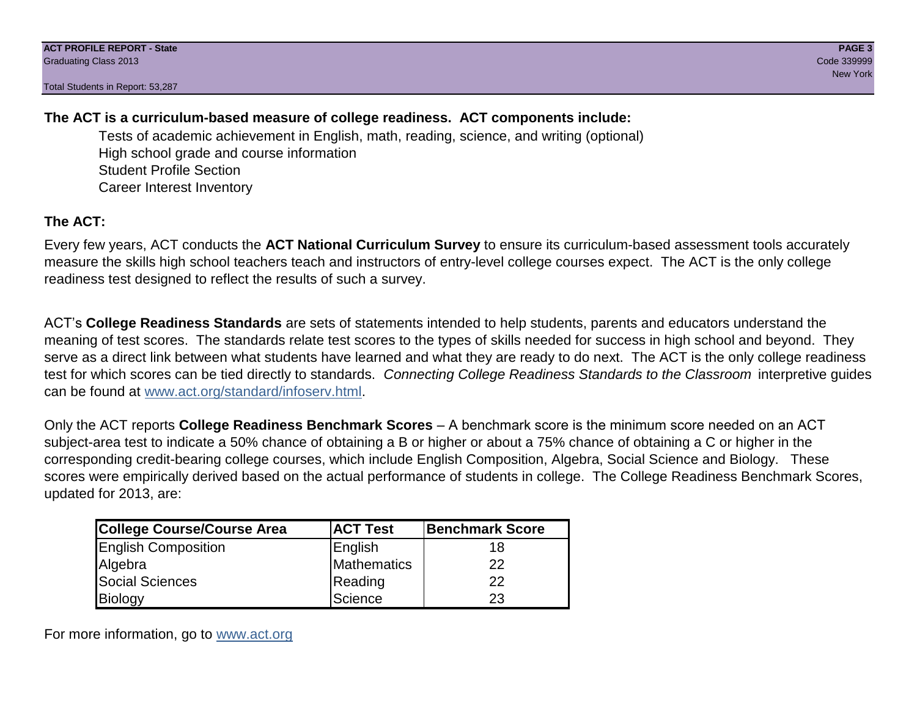**The ACT is a curriculum-based measure of college readiness. ACT components include:**

Tests of academic achievement in English, math, reading, science, and writing (optional)
High school grade and course information
Student Profile Section
Career Interest Inventory

**The ACT:**

Every few years, ACT conducts the **ACT National Curriculum Survey** to ensure its curriculum-based assessment tools accurately measure the skills high school teachers teach and instructors of entry-level college courses expect. The ACT is the only college readiness test designed to reflect the results of such a survey.

ACT's **College Readiness Standards** are sets of statements intended to help students, parents and educators understand the meaning of test scores. The standards relate test scores to the types of skills needed for success in high school and beyond. They serve as a direct link between what students have learned and what they are ready to do next. The ACT is the only college readiness test for which scores can be tied directly to standards. *Connecting College Readiness Standards to the Classroom* interpretive guides can be found at www.act.org/standard/infoserv.html.

Only the ACT reports **College Readiness Benchmark Scores** – A benchmark score is the minimum score needed on an ACT subject-area test to indicate a 50% chance of obtaining a B or higher or about a 75% chance of obtaining a C or higher in the corresponding credit-bearing college courses, which include English Composition, Algebra, Social Science and Biology. These scores were empirically derived based on the actual performance of students in college. The College Readiness Benchmark Scores, updated for 2013, are:

| College Course/Course Area | ACT Test | Benchmark Score |
|---|---|---|
| English Composition | English | 18 |
| Algebra | Mathematics | 22 |
| Social Sciences | Reading | 22 |
| Biology | Science | 23 |

For more information, go to www.act.org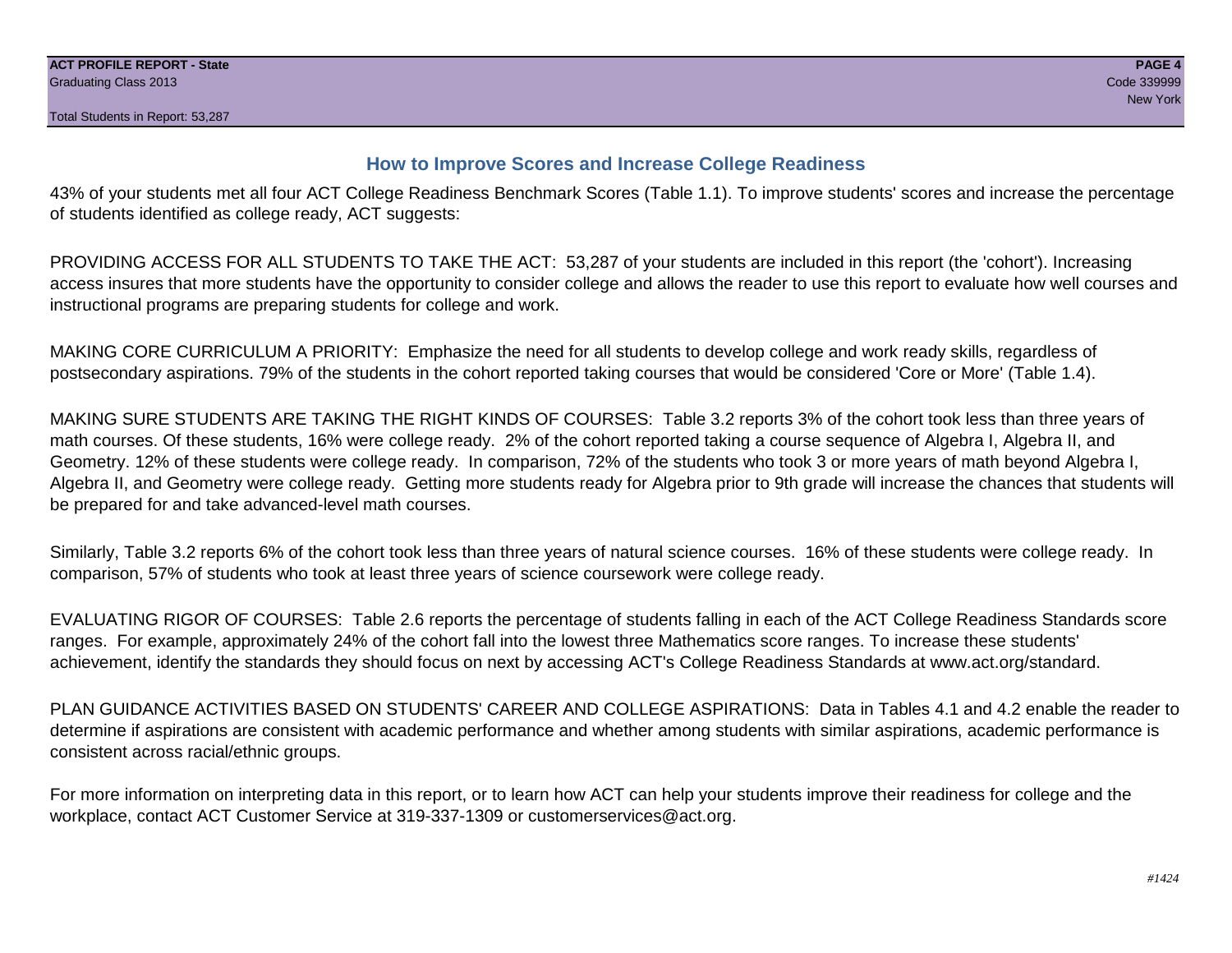## How to Improve Scores and Increase College Readiness

43% of your students met all four ACT College Readiness Benchmark Scores (Table 1.1). To improve students' scores and increase the percentage of students identified as college ready, ACT suggests:

PROVIDING ACCESS FOR ALL STUDENTS TO TAKE THE ACT: 53,287 of your students are included in this report (the 'cohort'). Increasing access insures that more students have the opportunity to consider college and allows the reader to use this report to evaluate how well courses and instructional programs are preparing students for college and work.

MAKING CORE CURRICULUM A PRIORITY: Emphasize the need for all students to develop college and work ready skills, regardless of postsecondary aspirations. 79% of the students in the cohort reported taking courses that would be considered 'Core or More' (Table 1.4).

MAKING SURE STUDENTS ARE TAKING THE RIGHT KINDS OF COURSES: Table 3.2 reports 3% of the cohort took less than three years of math courses. Of these students, 16% were college ready. 2% of the cohort reported taking a course sequence of Algebra I, Algebra II, and Geometry. 12% of these students were college ready. In comparison, 72% of the students who took 3 or more years of math beyond Algebra I, Algebra II, and Geometry were college ready. Getting more students ready for Algebra prior to 9th grade will increase the chances that students will be prepared for and take advanced-level math courses.

Similarly, Table 3.2 reports 6% of the cohort took less than three years of natural science courses. 16% of these students were college ready. In comparison, 57% of students who took at least three years of science coursework were college ready.

EVALUATING RIGOR OF COURSES: Table 2.6 reports the percentage of students falling in each of the ACT College Readiness Standards score ranges. For example, approximately 24% of the cohort fall into the lowest three Mathematics score ranges. To increase these students' achievement, identify the standards they should focus on next by accessing ACT's College Readiness Standards at www.act.org/standard.

PLAN GUIDANCE ACTIVITIES BASED ON STUDENTS' CAREER AND COLLEGE ASPIRATIONS: Data in Tables 4.1 and 4.2 enable the reader to determine if aspirations are consistent with academic performance and whether among students with similar aspirations, academic performance is consistent across racial/ethnic groups.

For more information on interpreting data in this report, or to learn how ACT can help your students improve their readiness for college and the workplace, contact ACT Customer Service at 319-337-1309 or customerservices@act.org.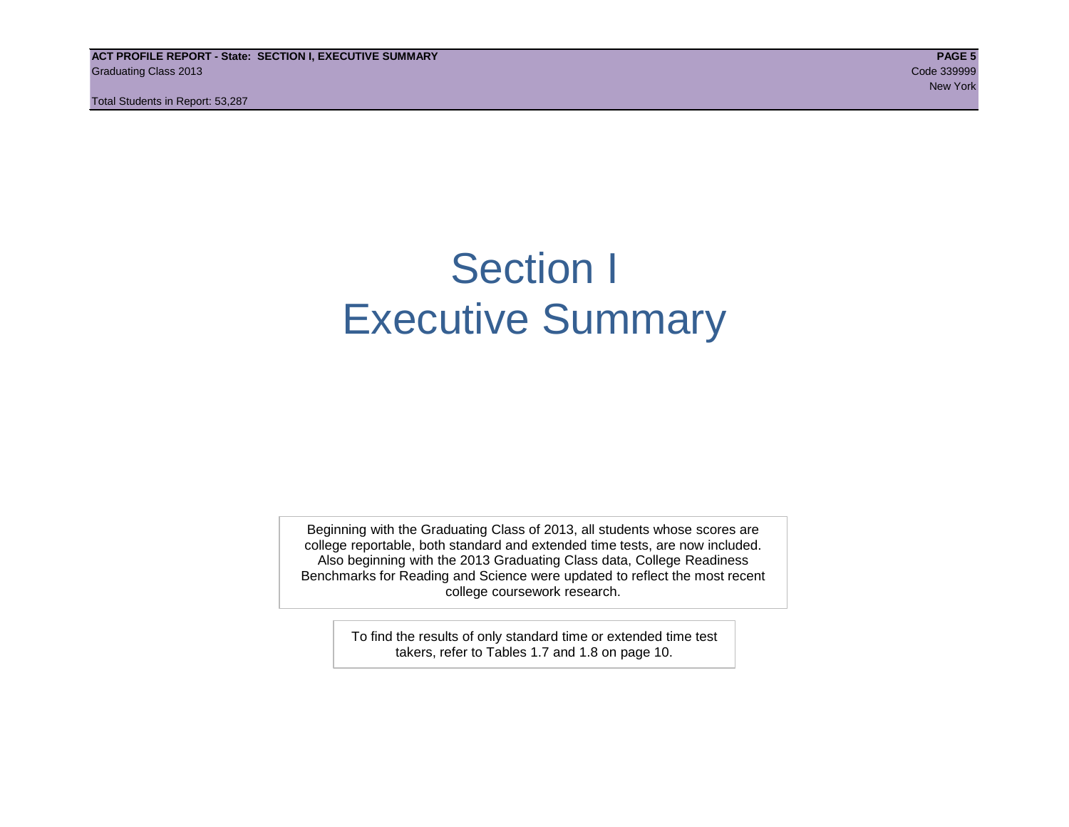# Section I
# Executive Summary

Beginning with the Graduating Class of 2013, all students whose scores are college reportable, both standard and extended time tests, are now included. Also beginning with the 2013 Graduating Class data, College Readiness Benchmarks for Reading and Science were updated to reflect the most recent college coursework research.

To find the results of only standard time or extended time test takers, refer to Tables 1.7 and 1.8 on page 10.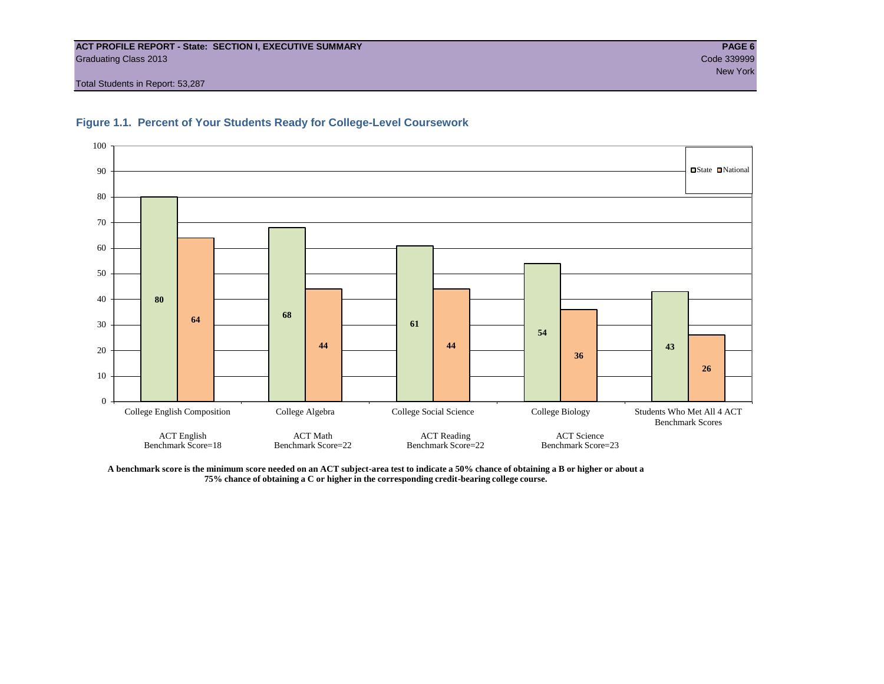ACT PROFILE REPORT - State: SECTION I, EXECUTIVE SUMMARY

Graduating Class 2013

Code 339999

New York

Total Students in Report: 53,287

### Figure 1.1. Percent of Your Students Ready for College-Level Coursework

State National

100
90
80
70
60
50
40
30
20
10
0

80 64 68 44 61 44 54 36 43 26

College English Composition

College Algebra

College Social Science

College Biology

Students Who Met All 4 ACT Benchmark Scores

ACT English Benchmark Score=18

ACT Math Benchmark Score=22

ACT Reading Benchmark Score=22

ACT Science Benchmark Score=23

**A benchmark score is the minimum score needed on an ACT subject-area test to indicate a 50% chance of obtaining a B or higher or about a 75% chance of obtaining a C or higher in the corresponding credit-bearing college course.**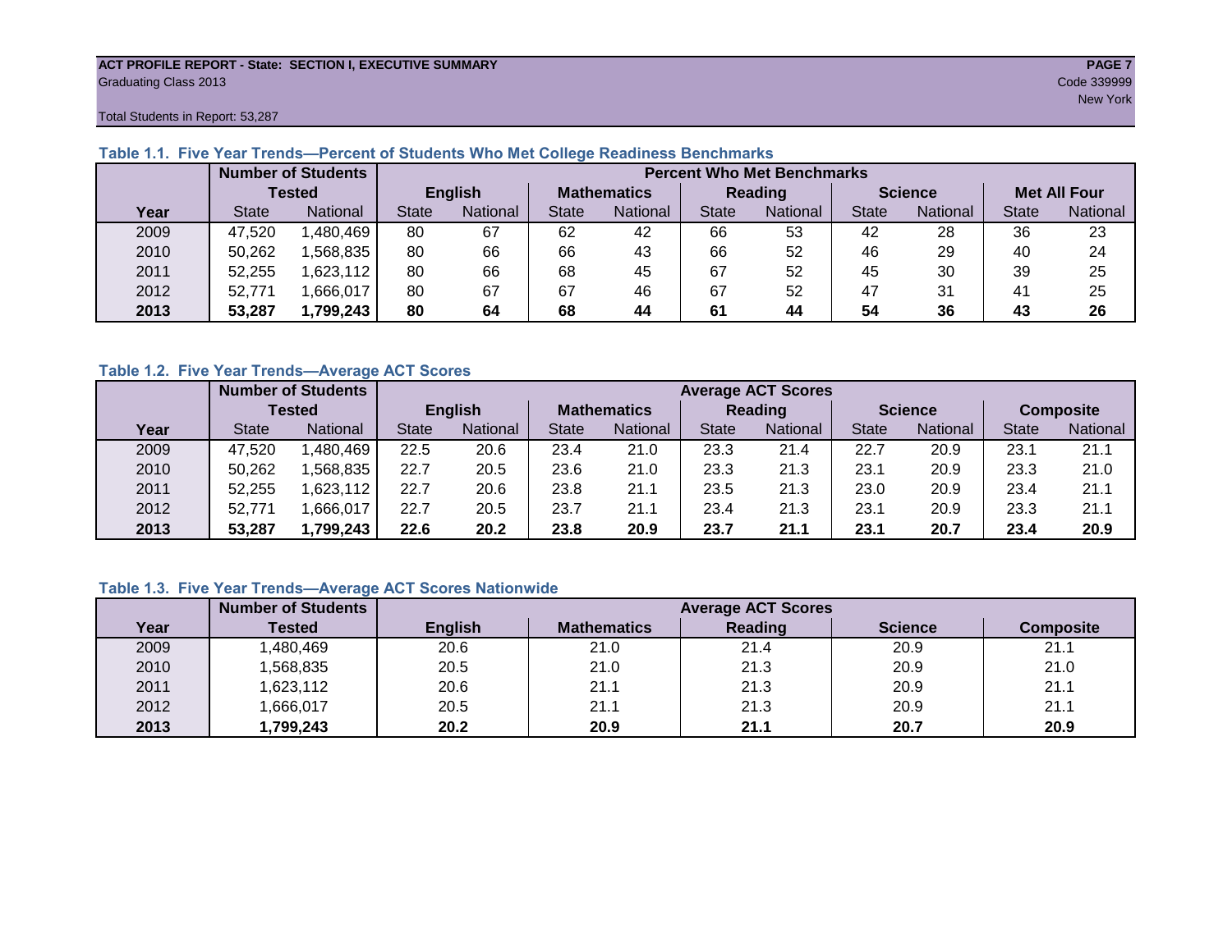**ACT PROFILE REPORT - State: SECTION I, EXECUTIVE SUMMARY**
Graduating Class 2013
Code 339999
New York
Total Students in Report: 53,287

### Table 1.1. Five Year Trends—Percent of Students Who Met College Readiness Benchmarks

| | Number of Students Tested | | Percent Who Met Benchmarks | | | | | | | | | |
|---|---|---|---|---|---|---|---|---|---|---|---|---|
| | | | English | | Mathematics | | Reading | | Science | | Met All Four | |
| Year | State | National | State | National | State | National | State | National | State | National | State | National |
| 2009 | 47,520 | 1,480,469 | 80 | 67 | 62 | 42 | 66 | 53 | 42 | 28 | 36 | 23 |
| 2010 | 50,262 | 1,568,835 | 80 | 66 | 66 | 43 | 66 | 52 | 46 | 29 | 40 | 24 |
| 2011 | 52,255 | 1,623,112 | 80 | 66 | 68 | 45 | 67 | 52 | 45 | 30 | 39 | 25 |
| 2012 | 52,771 | 1,666,017 | 80 | 67 | 67 | 46 | 67 | 52 | 47 | 31 | 41 | 25 |
| **2013** | **53,287** | **1,799,243** | **80** | **64** | **68** | **44** | **61** | **44** | **54** | **36** | **43** | **26** |

### Table 1.2. Five Year Trends—Average ACT Scores

| | Number of Students Tested | | Average ACT Scores | | | | | | | | | |
|---|---|---|---|---|---|---|---|---|---|---|---|---|
| | | | English | | Mathematics | | Reading | | Science | | Composite | |
| Year | State | National | State | National | State | National | State | National | State | National | State | National |
| 2009 | 47,520 | 1,480,469 | 22.5 | 20.6 | 23.4 | 21.0 | 23.3 | 21.4 | 22.7 | 20.9 | 23.1 | 21.1 |
| 2010 | 50,262 | 1,568,835 | 22.7 | 20.5 | 23.6 | 21.0 | 23.3 | 21.3 | 23.1 | 20.9 | 23.3 | 21.0 |
| 2011 | 52,255 | 1,623,112 | 22.7 | 20.6 | 23.8 | 21.1 | 23.5 | 21.3 | 23.0 | 20.9 | 23.4 | 21.1 |
| 2012 | 52,771 | 1,666,017 | 22.7 | 20.5 | 23.7 | 21.1 | 23.4 | 21.3 | 23.1 | 20.9 | 23.3 | 21.1 |
| **2013** | **53,287** | **1,799,243** | **22.6** | **20.2** | **23.8** | **20.9** | **23.7** | **21.1** | **23.1** | **20.7** | **23.4** | **20.9** |

### Table 1.3. Five Year Trends—Average ACT Scores Nationwide

| | Number of Students | Average ACT Scores | | | | |
|---|---|---|---|---|---|---|
| Year | Tested | English | Mathematics | Reading | Science | Composite |
| 2009 | 1,480,469 | 20.6 | 21.0 | 21.4 | 20.9 | 21.1 |
| 2010 | 1,568,835 | 20.5 | 21.0 | 21.3 | 20.9 | 21.0 |
| 2011 | 1,623,112 | 20.6 | 21.1 | 21.3 | 20.9 | 21.1 |
| 2012 | 1,666,017 | 20.5 | 21.1 | 21.3 | 20.9 | 21.1 |
| **2013** | **1,799,243** | **20.2** | **20.9** | **21.1** | **20.7** | **20.9** |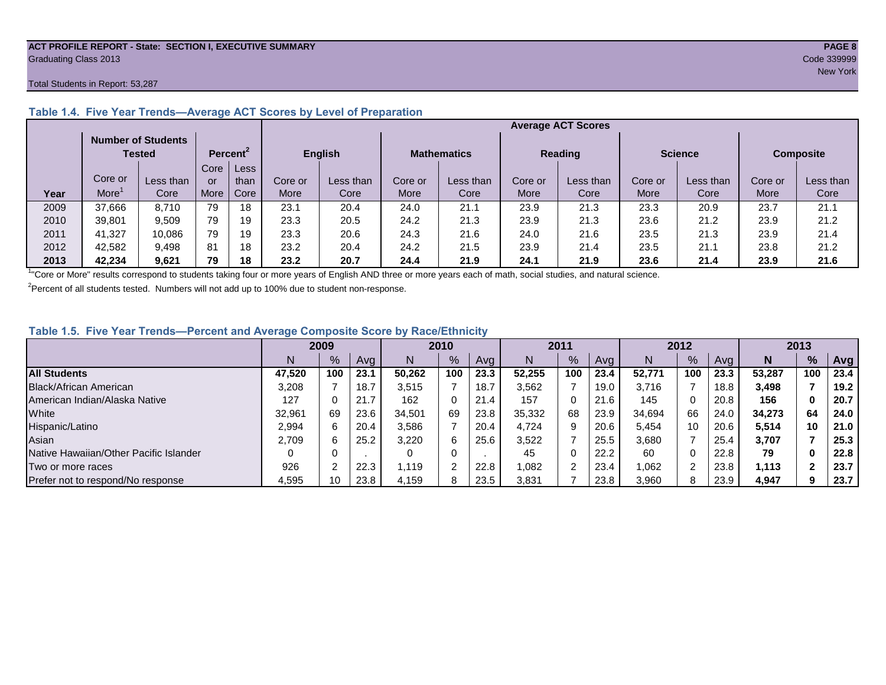ACT PROFILE REPORT - State: SECTION I, EXECUTIVE SUMMARY

Graduating Class 2013

Code 339999

New York

Total Students in Report: 53,287

### Table 1.4. Five Year Trends—Average ACT Scores by Level of Preparation

| | Number of Students Tested | | Percent[2] | | Average ACT Scores | | | | | | | | | |
|---|---|---|---|---|---|---|---|---|---|---|---|---|---|---|
| | | | | | English | | Mathematics | | Reading | | Science | | Composite | |
| Year | Core or More[1] | Less than Core | Core or More | Less than Core | Core or More | Less than Core | Core or More | Less than Core | Core or More | Less than Core | Core or More | Less than Core | Core or More | Less than Core |
| 2009 | 37,666 | 8,710 | 79 | 18 | 23.1 | 20.4 | 24.0 | 21.1 | 23.9 | 21.3 | 23.3 | 20.9 | 23.7 | 21.1 |
| 2010 | 39,801 | 9,509 | 79 | 19 | 23.3 | 20.5 | 24.2 | 21.3 | 23.9 | 21.3 | 23.6 | 21.2 | 23.9 | 21.2 |
| 2011 | 41,327 | 10,086 | 79 | 19 | 23.3 | 20.6 | 24.3 | 21.6 | 24.0 | 21.6 | 23.5 | 21.3 | 23.9 | 21.4 |
| 2012 | 42,582 | 9,498 | 81 | 18 | 23.2 | 20.4 | 24.2 | 21.5 | 23.9 | 21.4 | 23.5 | 21.1 | 23.8 | 21.2 |
| **2013** | **42,234** | **9,621** | **79** | **18** | **23.2** | **20.7** | **24.4** | **21.9** | **24.1** | **21.9** | **23.6** | **21.4** | **23.9** | **21.6** |

[1] "Core or More" results correspond to students taking four or more years of English AND three or more years each of math, social studies, and natural science.

[2] Percent of all students tested. Numbers will not add up to 100% due to student non-response.

### Table 1.5. Five Year Trends—Percent and Average Composite Score by Race/Ethnicity

| | 2009 | | | 2010 | | | 2011 | | | 2012 | | | 2013 | | |
|---|---|---|---|---|---|---|---|---|---|---|---|---|---|---|---|
| | N | % | Avg | N | % | Avg | N | % | Avg | N | % | Avg | **N** | **%** | **Avg** |
| **All Students** | **47,520** | **100** | **23.1** | **50,262** | **100** | **23.3** | **52,255** | **100** | **23.4** | **52,771** | **100** | **23.3** | **53,287** | **100** | **23.4** |
| Black/African American | 3,208 | 7 | 18.7 | 3,515 | 7 | 18.7 | 3,562 | 7 | 19.0 | 3,716 | 7 | 18.8 | **3,498** | **7** | **19.2** |
| American Indian/Alaska Native | 127 | 0 | 21.7 | 162 | 0 | 21.4 | 157 | 0 | 21.6 | 145 | 0 | 20.8 | **156** | **0** | **20.7** |
| White | 32,961 | 69 | 23.6 | 34,501 | 69 | 23.8 | 35,332 | 68 | 23.9 | 34,694 | 66 | 24.0 | **34,273** | **64** | **24.0** |
| Hispanic/Latino | 2,994 | 6 | 20.4 | 3,586 | 7 | 20.4 | 4,724 | 9 | 20.6 | 5,454 | 10 | 20.6 | **5,514** | **10** | **21.0** |
| Asian | 2,709 | 6 | 25.2 | 3,220 | 6 | 25.6 | 3,522 | 7 | 25.5 | 3,680 | 7 | 25.4 | **3,707** | **7** | **25.3** |
| Native Hawaiian/Other Pacific Islander | 0 | 0 | . | 0 | 0 | . | 45 | 0 | 22.2 | 60 | 0 | 22.8 | **79** | **0** | **22.8** |
| Two or more races | 926 | 2 | 22.3 | 1,119 | 2 | 22.8 | 1,082 | 2 | 23.4 | 1,062 | 2 | 23.8 | **1,113** | **2** | **23.7** |
| Prefer not to respond/No response | 4,595 | 10 | 23.8 | 4,159 | 8 | 23.5 | 3,831 | 7 | 23.8 | 3,960 | 8 | 23.9 | **4,947** | **9** | **23.7** |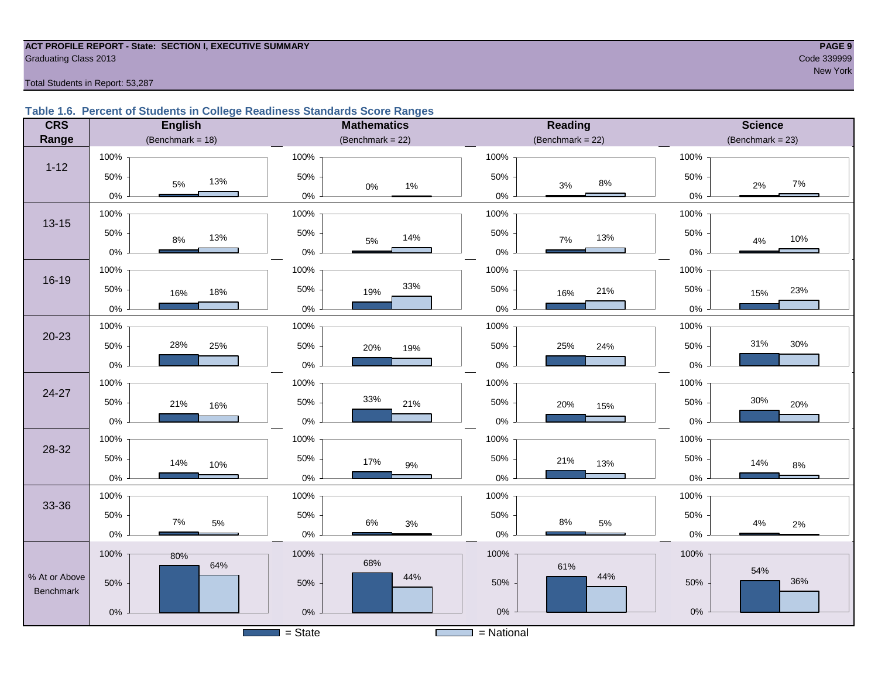**Table 1.6. Percent of Students in College Readiness Standards Score Ranges**

CRS Range

English (Benchmark = 18)

Mathematics (Benchmark = 22)

Reading (Benchmark = 22)

Science (Benchmark = 23)

1-12

English: 5% 13%
Mathematics: 0% 1%
Reading: 3% 8%
Science: 2% 7%

13-15

English: 8% 13%
Mathematics: 5% 14%
Reading: 7% 13%
Science: 4% 10%

16-19

English: 16% 18%
Mathematics: 19% 33%
Reading: 16% 21%
Science: 15% 23%

20-23

English: 28% 25%
Mathematics: 20% 19%
Reading: 25% 24%
Science: 31% 30%

24-27

English: 21% 16%
Mathematics: 33% 21%
Reading: 20% 15%
Science: 30% 20%

28-32

English: 14% 10%
Mathematics: 17% 9%
Reading: 21% 13%
Science: 14% 8%

33-36

English: 7% 5%
Mathematics: 6% 3%
Reading: 8% 5%
Science: 4% 2%

% At or Above Benchmark

English: 80% 64%
Mathematics: 68% 44%
Reading: 61% 44%
Science: 54% 36%

100%
50%
0%

= State
= National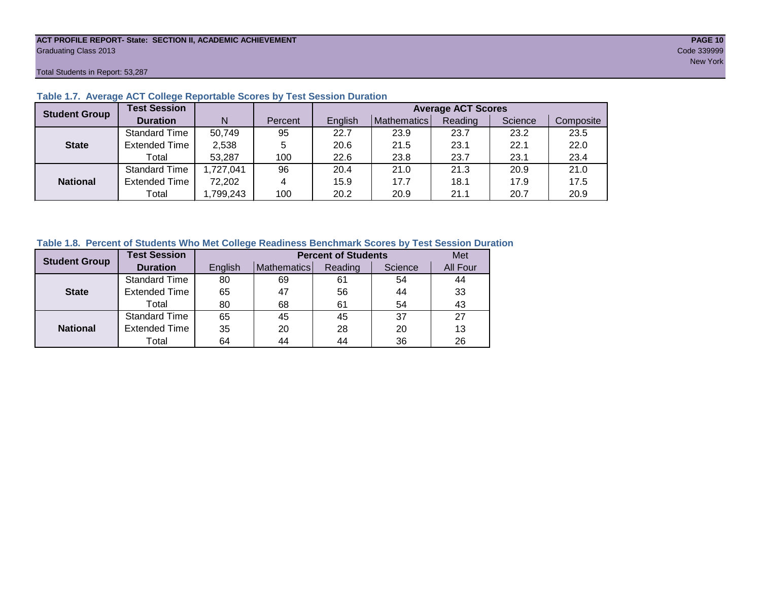**ACT PROFILE REPORT- State: SECTION II, ACADEMIC ACHIEVEMENT**
Graduating Class 2013

Code 339999
New York

Total Students in Report: 53,287

### Table 1.7. Average ACT College Reportable Scores by Test Session Duration

| Student Group | Test Session Duration | N | Percent | Average ACT Scores | | | | |
|---|---|---|---|---|---|---|---|---|
| | | | | English | Mathematics | Reading | Science | Composite |
| **State** | Standard Time | 50,749 | 95 | 22.7 | 23.9 | 23.7 | 23.2 | 23.5 |
| | Extended Time | 2,538 | 5 | 20.6 | 21.5 | 23.1 | 22.1 | 22.0 |
| | Total | 53,287 | 100 | 22.6 | 23.8 | 23.7 | 23.1 | 23.4 |
| **National** | Standard Time | 1,727,041 | 96 | 20.4 | 21.0 | 21.3 | 20.9 | 21.0 |
| | Extended Time | 72,202 | 4 | 15.9 | 17.7 | 18.1 | 17.9 | 17.5 |
| | Total | 1,799,243 | 100 | 20.2 | 20.9 | 21.1 | 20.7 | 20.9 |

### Table 1.8. Percent of Students Who Met College Readiness Benchmark Scores by Test Session Duration

| Student Group | Test Session Duration | Percent of Students | | | | Met |
|---|---|---|---|---|---|---|
| | | English | Mathematics | Reading | Science | All Four |
| **State** | Standard Time | 80 | 69 | 61 | 54 | 44 |
| | Extended Time | 65 | 47 | 56 | 44 | 33 |
| | Total | 80 | 68 | 61 | 54 | 43 |
| **National** | Standard Time | 65 | 45 | 45 | 37 | 27 |
| | Extended Time | 35 | 20 | 28 | 20 | 13 |
| | Total | 64 | 44 | 44 | 36 | 26 |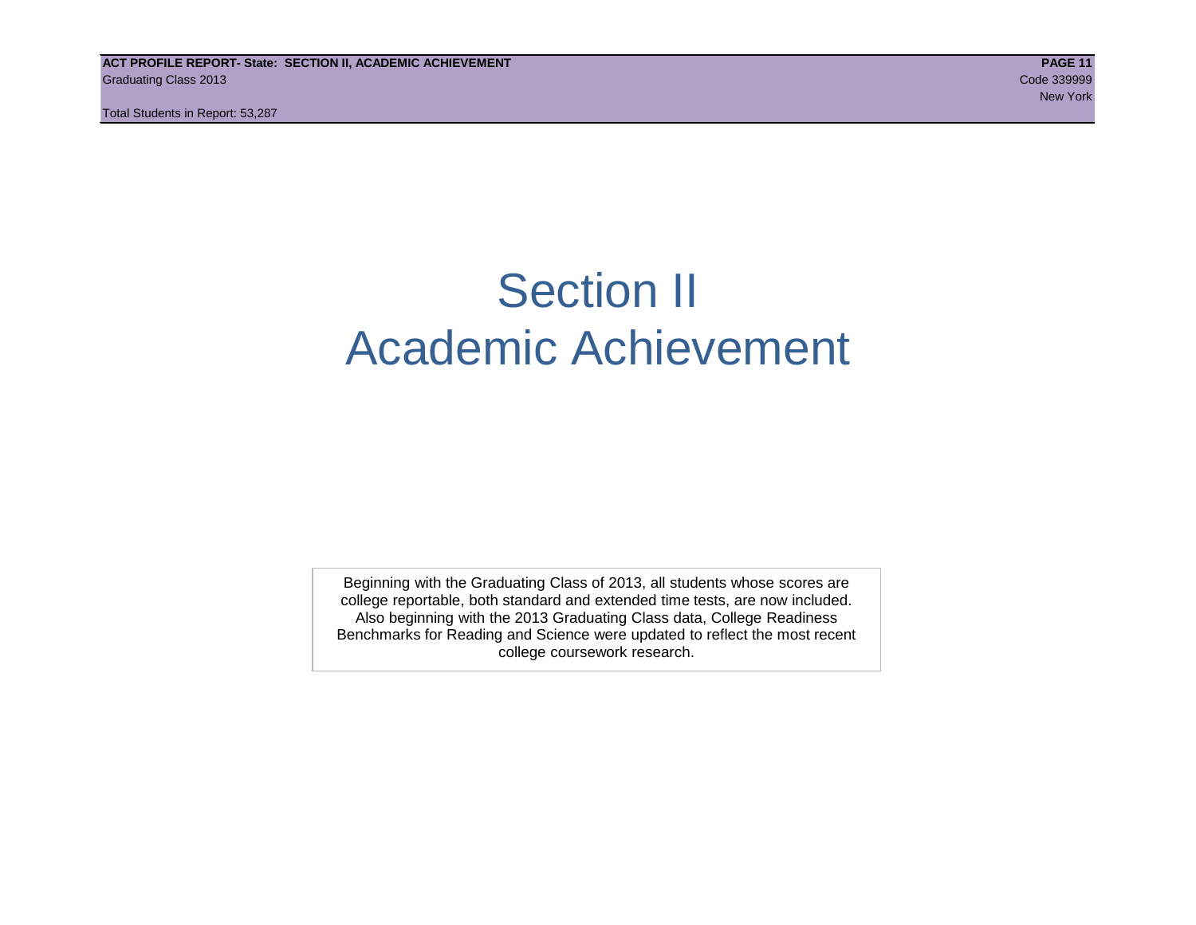# Section II
# Academic Achievement

Beginning with the Graduating Class of 2013, all students whose scores are college reportable, both standard and extended time tests, are now included. Also beginning with the 2013 Graduating Class data, College Readiness Benchmarks for Reading and Science were updated to reflect the most recent college coursework research.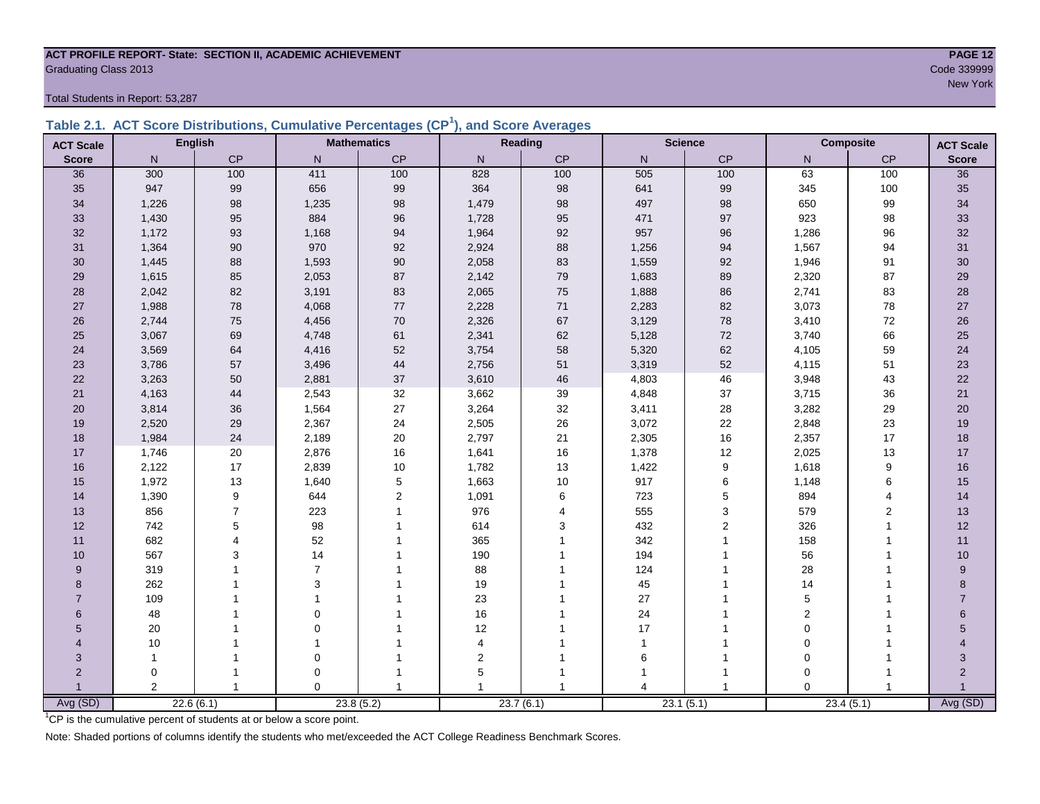**ACT PROFILE REPORT- State: SECTION II, ACADEMIC ACHIEVEMENT**
Graduating Class 2013

Code 339999
New York

Total Students in Report: 53,287

## Table 2.1. ACT Score Distributions, Cumulative Percentages (CP[1]), and Score Averages

| ACT Scale | English | | Mathematics | | Reading | | Science | | Composite | | ACT Scale |
|---|---|---|---|---|---|---|---|---|---|---|---|
| Score | N | CP | N | CP | N | CP | N | CP | N | CP | Score |
| 36 | 300 | 100 | 411 | 100 | 828 | 100 | 505 | 100 | 63 | 100 | 36 |
| 35 | 947 | 99 | 656 | 99 | 364 | 98 | 641 | 99 | 345 | 100 | 35 |
| 34 | 1,226 | 98 | 1,235 | 98 | 1,479 | 98 | 497 | 98 | 650 | 99 | 34 |
| 33 | 1,430 | 95 | 884 | 96 | 1,728 | 95 | 471 | 97 | 923 | 98 | 33 |
| 32 | 1,172 | 93 | 1,168 | 94 | 1,964 | 92 | 957 | 96 | 1,286 | 96 | 32 |
| 31 | 1,364 | 90 | 970 | 92 | 2,924 | 88 | 1,256 | 94 | 1,567 | 94 | 31 |
| 30 | 1,445 | 88 | 1,593 | 90 | 2,058 | 83 | 1,559 | 92 | 1,946 | 91 | 30 |
| 29 | 1,615 | 85 | 2,053 | 87 | 2,142 | 79 | 1,683 | 89 | 2,320 | 87 | 29 |
| 28 | 2,042 | 82 | 3,191 | 83 | 2,065 | 75 | 1,888 | 86 | 2,741 | 83 | 28 |
| 27 | 1,988 | 78 | 4,068 | 77 | 2,228 | 71 | 2,283 | 82 | 3,073 | 78 | 27 |
| 26 | 2,744 | 75 | 4,456 | 70 | 2,326 | 67 | 3,129 | 78 | 3,410 | 72 | 26 |
| 25 | 3,067 | 69 | 4,748 | 61 | 2,341 | 62 | 5,128 | 72 | 3,740 | 66 | 25 |
| 24 | 3,569 | 64 | 4,416 | 52 | 3,754 | 58 | 5,320 | 62 | 4,105 | 59 | 24 |
| 23 | 3,786 | 57 | 3,496 | 44 | 2,756 | 51 | 3,319 | 52 | 4,115 | 51 | 23 |
| 22 | 3,263 | 50 | 2,881 | 37 | 3,610 | 46 | 4,803 | 46 | 3,948 | 43 | 22 |
| 21 | 4,163 | 44 | 2,543 | 32 | 3,662 | 39 | 4,848 | 37 | 3,715 | 36 | 21 |
| 20 | 3,814 | 36 | 1,564 | 27 | 3,264 | 32 | 3,411 | 28 | 3,282 | 29 | 20 |
| 19 | 2,520 | 29 | 2,367 | 24 | 2,505 | 26 | 3,072 | 22 | 2,848 | 23 | 19 |
| 18 | 1,984 | 24 | 2,189 | 20 | 2,797 | 21 | 2,305 | 16 | 2,357 | 17 | 18 |
| 17 | 1,746 | 20 | 2,876 | 16 | 1,641 | 16 | 1,378 | 12 | 2,025 | 13 | 17 |
| 16 | 2,122 | 17 | 2,839 | 10 | 1,782 | 13 | 1,422 | 9 | 1,618 | 9 | 16 |
| 15 | 1,972 | 13 | 1,640 | 5 | 1,663 | 10 | 917 | 6 | 1,148 | 6 | 15 |
| 14 | 1,390 | 9 | 644 | 2 | 1,091 | 6 | 723 | 5 | 894 | 4 | 14 |
| 13 | 856 | 7 | 223 | 1 | 976 | 4 | 555 | 3 | 579 | 2 | 13 |
| 12 | 742 | 5 | 98 | 1 | 614 | 3 | 432 | 2 | 326 | 1 | 12 |
| 11 | 682 | 4 | 52 | 1 | 365 | 1 | 342 | 1 | 158 | 1 | 11 |
| 10 | 567 | 3 | 14 | 1 | 190 | 1 | 194 | 1 | 56 | 1 | 10 |
| 9 | 319 | 1 | 7 | 1 | 88 | 1 | 124 | 1 | 28 | 1 | 9 |
| 8 | 262 | 1 | 3 | 1 | 19 | 1 | 45 | 1 | 14 | 1 | 8 |
| 7 | 109 | 1 | 1 | 1 | 23 | 1 | 27 | 1 | 5 | 1 | 7 |
| 6 | 48 | 1 | 0 | 1 | 16 | 1 | 24 | 1 | 2 | 1 | 6 |
| 5 | 20 | 1 | 0 | 1 | 12 | 1 | 17 | 1 | 0 | 1 | 5 |
| 4 | 10 | 1 | 1 | 1 | 4 | 1 | 1 | 1 | 0 | 1 | 4 |
| 3 | 1 | 1 | 0 | 1 | 2 | 1 | 6 | 1 | 0 | 1 | 3 |
| 2 | 0 | 1 | 0 | 1 | 5 | 1 | 1 | 1 | 0 | 1 | 2 |
| 1 | 2 | 1 | 0 | 1 | 1 | 1 | 4 | 1 | 0 | 1 | 1 |
| Avg (SD) | 22.6 (6.1) | | 23.8 (5.2) | | 23.7 (6.1) | | 23.1 (5.1) | | 23.4 (5.1) | | Avg (SD) |

[1]CP is the cumulative percent of students at or below a score point.

Note: Shaded portions of columns identify the students who met/exceeded the ACT College Readiness Benchmark Scores.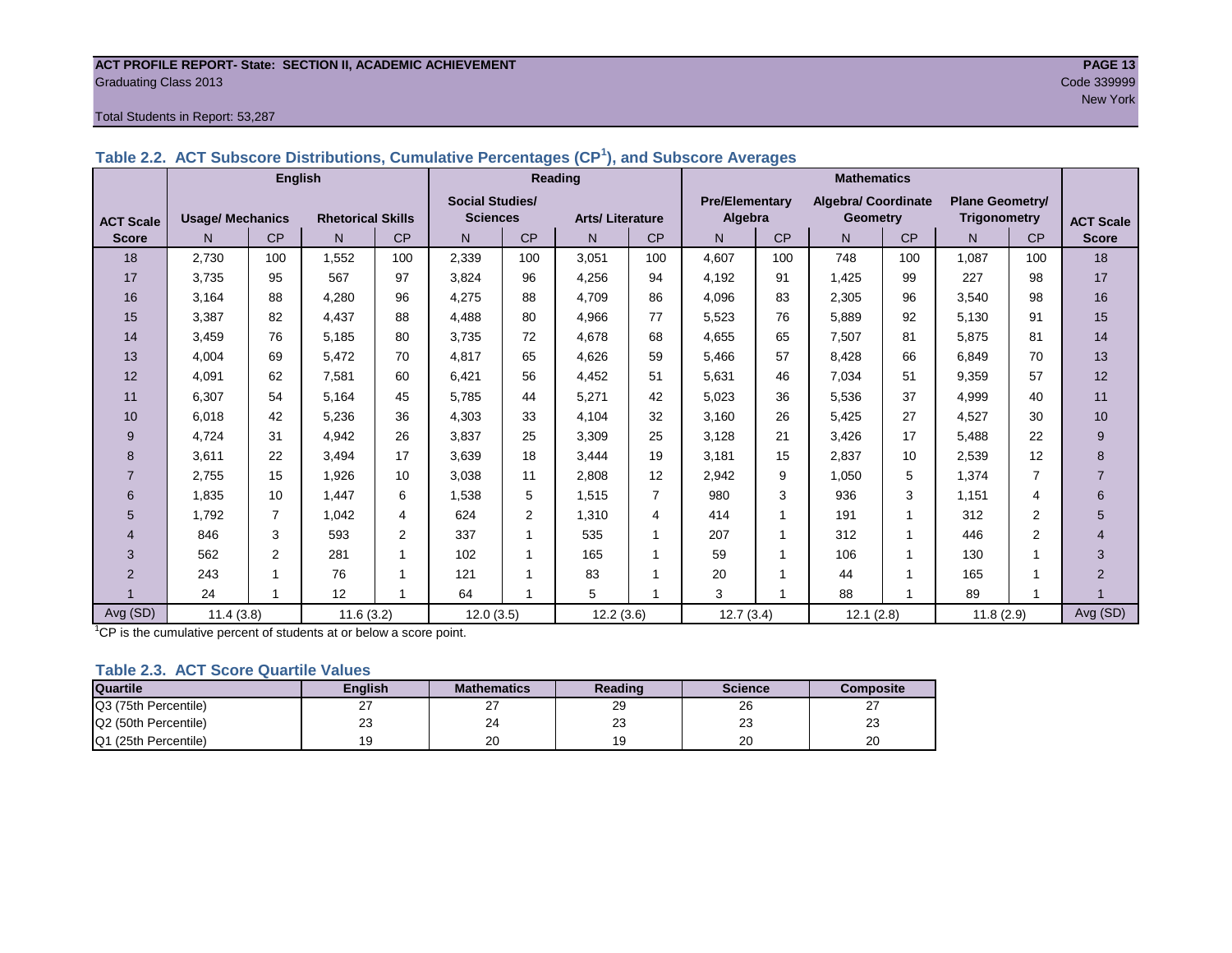ACT PROFILE REPORT- State: SECTION II, ACADEMIC ACHIEVEMENT

Graduating Class 2013

Code 339999

New York

Total Students in Report: 53,287

### Table 2.2. ACT Subscore Distributions, Cumulative Percentages (CP[1]), and Subscore Averages

| ACT Scale Score | English | | | | Reading | | | | Mathematics | | | | | | ACT Scale Score |
|---|---|---|---|---|---|---|---|---|---|---|---|---|---|---|---|
| | Usage/ Mechanics | | Rhetorical Skills | | Social Studies/ Sciences | | Arts/ Literature | | Pre/Elementary Algebra | | Algebra/ Coordinate Geometry | | Plane Geometry/ Trigonometry | | |
| | N | CP | N | CP | N | CP | N | CP | N | CP | N | CP | N | CP | |
| 18 | 2,730 | 100 | 1,552 | 100 | 2,339 | 100 | 3,051 | 100 | 4,607 | 100 | 748 | 100 | 1,087 | 100 | 18 |
| 17 | 3,735 | 95 | 567 | 97 | 3,824 | 96 | 4,256 | 94 | 4,192 | 91 | 1,425 | 99 | 227 | 98 | 17 |
| 16 | 3,164 | 88 | 4,280 | 96 | 4,275 | 88 | 4,709 | 86 | 4,096 | 83 | 2,305 | 96 | 3,540 | 98 | 16 |
| 15 | 3,387 | 82 | 4,437 | 88 | 4,488 | 80 | 4,966 | 77 | 5,523 | 76 | 5,889 | 92 | 5,130 | 91 | 15 |
| 14 | 3,459 | 76 | 5,185 | 80 | 3,735 | 72 | 4,678 | 68 | 4,655 | 65 | 7,507 | 81 | 5,875 | 81 | 14 |
| 13 | 4,004 | 69 | 5,472 | 70 | 4,817 | 65 | 4,626 | 59 | 5,466 | 57 | 8,428 | 66 | 6,849 | 70 | 13 |
| 12 | 4,091 | 62 | 7,581 | 60 | 6,421 | 56 | 4,452 | 51 | 5,631 | 46 | 7,034 | 51 | 9,359 | 57 | 12 |
| 11 | 6,307 | 54 | 5,164 | 45 | 5,785 | 44 | 5,271 | 42 | 5,023 | 36 | 5,536 | 37 | 4,999 | 40 | 11 |
| 10 | 6,018 | 42 | 5,236 | 36 | 4,303 | 33 | 4,104 | 32 | 3,160 | 26 | 5,425 | 27 | 4,527 | 30 | 10 |
| 9 | 4,724 | 31 | 4,942 | 26 | 3,837 | 25 | 3,309 | 25 | 3,128 | 21 | 3,426 | 17 | 5,488 | 22 | 9 |
| 8 | 3,611 | 22 | 3,494 | 17 | 3,639 | 18 | 3,444 | 19 | 3,181 | 15 | 2,837 | 10 | 2,539 | 12 | 8 |
| 7 | 2,755 | 15 | 1,926 | 10 | 3,038 | 11 | 2,808 | 12 | 2,942 | 9 | 1,050 | 5 | 1,374 | 7 | 7 |
| 6 | 1,835 | 10 | 1,447 | 6 | 1,538 | 5 | 1,515 | 7 | 980 | 3 | 936 | 3 | 1,151 | 4 | 6 |
| 5 | 1,792 | 7 | 1,042 | 4 | 624 | 2 | 1,310 | 4 | 414 | 1 | 191 | 1 | 312 | 2 | 5 |
| 4 | 846 | 3 | 593 | 2 | 337 | 1 | 535 | 1 | 207 | 1 | 312 | 1 | 446 | 2 | 4 |
| 3 | 562 | 2 | 281 | 1 | 102 | 1 | 165 | 1 | 59 | 1 | 106 | 1 | 130 | 1 | 3 |
| 2 | 243 | 1 | 76 | 1 | 121 | 1 | 83 | 1 | 20 | 1 | 44 | 1 | 165 | 1 | 2 |
| 1 | 24 | 1 | 12 | 1 | 64 | 1 | 5 | 1 | 3 | 1 | 88 | 1 | 89 | 1 | 1 |
| Avg (SD) | 11.4 (3.8) | | 11.6 (3.2) | | 12.0 (3.5) | | 12.2 (3.6) | | 12.7 (3.4) | | 12.1 (2.8) | | 11.8 (2.9) | | Avg (SD) |

[1]CP is the cumulative percent of students at or below a score point.

### Table 2.3. ACT Score Quartile Values

| Quartile | English | Mathematics | Reading | Science | Composite |
|---|---|---|---|---|---|
| Q3 (75th Percentile) | 27 | 27 | 29 | 26 | 27 |
| Q2 (50th Percentile) | 23 | 24 | 23 | 23 | 23 |
| Q1 (25th Percentile) | 19 | 20 | 19 | 20 | 20 |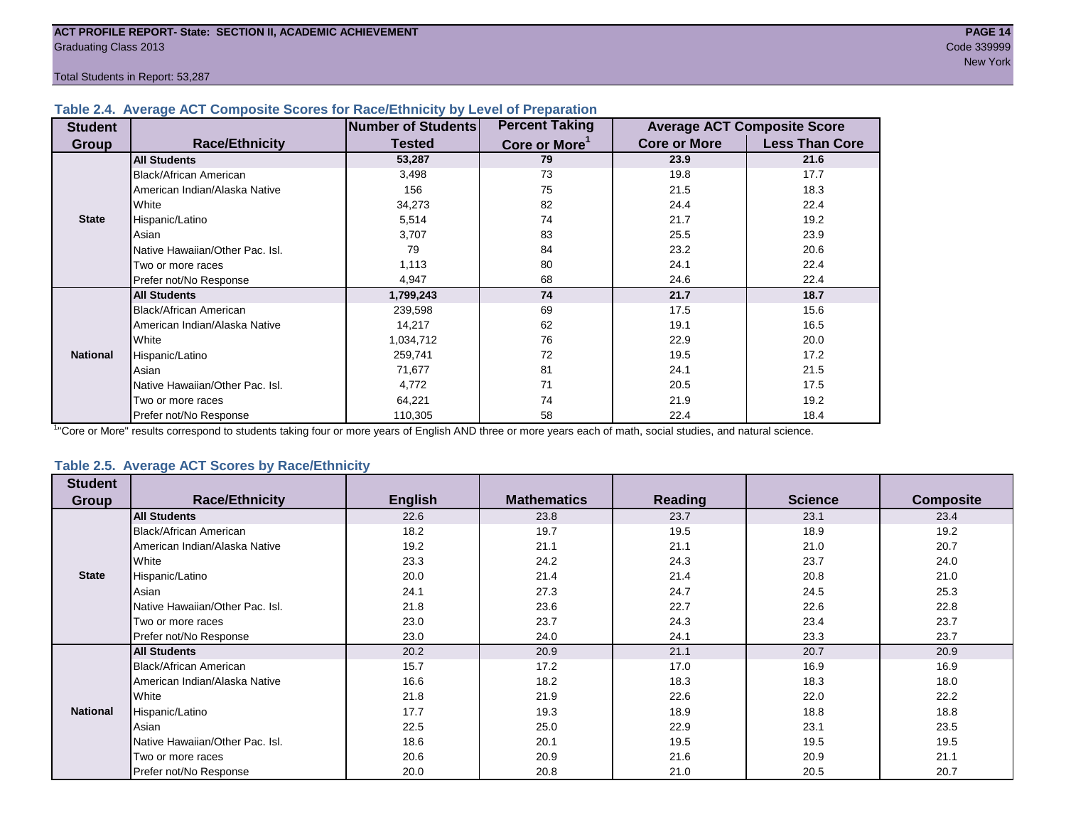ACT PROFILE REPORT- State: SECTION II, ACADEMIC ACHIEVEMENT
Graduating Class 2013
Code 339999
New York
Total Students in Report: 53,287

### Table 2.4. Average ACT Composite Scores for Race/Ethnicity by Level of Preparation

| Student Group | Race/Ethnicity | Number of Students Tested | Percent Taking Core or More[1] | Average ACT Composite Score | |
|---|---|---|---|---|---|
| | | | | Core or More | Less Than Core |
| State | **All Students** | **53,287** | **79** | **23.9** | **21.6** |
| | Black/African American | 3,498 | 73 | 19.8 | 17.7 |
| | American Indian/Alaska Native | 156 | 75 | 21.5 | 18.3 |
| | White | 34,273 | 82 | 24.4 | 22.4 |
| | Hispanic/Latino | 5,514 | 74 | 21.7 | 19.2 |
| | Asian | 3,707 | 83 | 25.5 | 23.9 |
| | Native Hawaiian/Other Pac. Isl. | 79 | 84 | 23.2 | 20.6 |
| | Two or more races | 1,113 | 80 | 24.1 | 22.4 |
| | Prefer not/No Response | 4,947 | 68 | 24.6 | 22.4 |
| National | **All Students** | **1,799,243** | **74** | **21.7** | **18.7** |
| | Black/African American | 239,598 | 69 | 17.5 | 15.6 |
| | American Indian/Alaska Native | 14,217 | 62 | 19.1 | 16.5 |
| | White | 1,034,712 | 76 | 22.9 | 20.0 |
| | Hispanic/Latino | 259,741 | 72 | 19.5 | 17.2 |
| | Asian | 71,677 | 81 | 24.1 | 21.5 |
| | Native Hawaiian/Other Pac. Isl. | 4,772 | 71 | 20.5 | 17.5 |
| | Two or more races | 64,221 | 74 | 21.9 | 19.2 |
| | Prefer not/No Response | 110,305 | 58 | 22.4 | 18.4 |

[1]"Core or More" results correspond to students taking four or more years of English AND three or more years each of math, social studies, and natural science.

### Table 2.5. Average ACT Scores by Race/Ethnicity

| Student Group | Race/Ethnicity | English | Mathematics | Reading | Science | Composite |
|---|---|---|---|---|---|---|
| State | **All Students** | 22.6 | 23.8 | 23.7 | 23.1 | 23.4 |
| | Black/African American | 18.2 | 19.7 | 19.5 | 18.9 | 19.2 |
| | American Indian/Alaska Native | 19.2 | 21.1 | 21.1 | 21.0 | 20.7 |
| | White | 23.3 | 24.2 | 24.3 | 23.7 | 24.0 |
| | Hispanic/Latino | 20.0 | 21.4 | 21.4 | 20.8 | 21.0 |
| | Asian | 24.1 | 27.3 | 24.7 | 24.5 | 25.3 |
| | Native Hawaiian/Other Pac. Isl. | 21.8 | 23.6 | 22.7 | 22.6 | 22.8 |
| | Two or more races | 23.0 | 23.7 | 24.3 | 23.4 | 23.7 |
| | Prefer not/No Response | 23.0 | 24.0 | 24.1 | 23.3 | 23.7 |
| National | **All Students** | 20.2 | 20.9 | 21.1 | 20.7 | 20.9 |
| | Black/African American | 15.7 | 17.2 | 17.0 | 16.9 | 16.9 |
| | American Indian/Alaska Native | 16.6 | 18.2 | 18.3 | 18.3 | 18.0 |
| | White | 21.8 | 21.9 | 22.6 | 22.0 | 22.2 |
| | Hispanic/Latino | 17.7 | 19.3 | 18.9 | 18.8 | 18.8 |
| | Asian | 22.5 | 25.0 | 22.9 | 23.1 | 23.5 |
| | Native Hawaiian/Other Pac. Isl. | 18.6 | 20.1 | 19.5 | 19.5 | 19.5 |
| | Two or more races | 20.6 | 20.9 | 21.6 | 20.9 | 21.1 |
| | Prefer not/No Response | 20.0 | 20.8 | 21.0 | 20.5 | 20.7 |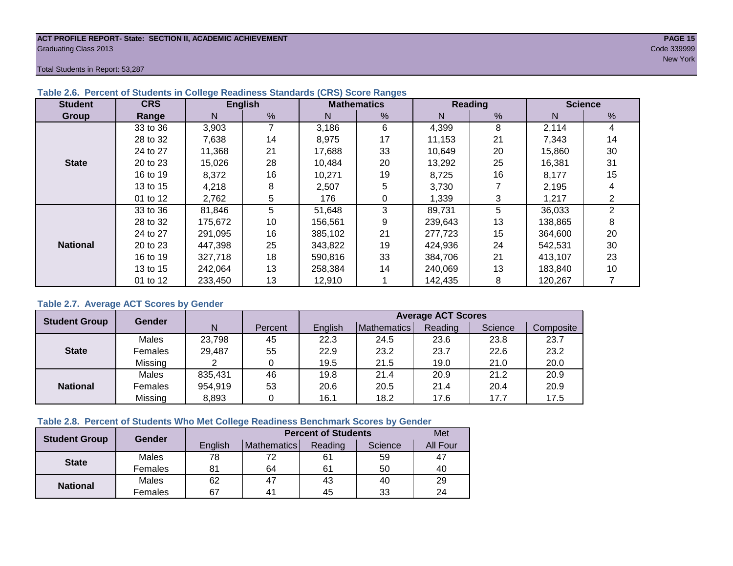ACT PROFILE REPORT- State: SECTION II, ACADEMIC ACHIEVEMENT
Graduating Class 2013
Code 339999
New York

Total Students in Report: 53,287

### Table 2.6. Percent of Students in College Readiness Standards (CRS) Score Ranges

| Student Group | CRS Range | English | | Mathematics | | Reading | | Science | |
|---|---|---|---|---|---|---|---|---|---|
| | | N | % | N | % | N | % | N | % |
| State | 33 to 36 | 3,903 | 7 | 3,186 | 6 | 4,399 | 8 | 2,114 | 4 |
| | 28 to 32 | 7,638 | 14 | 8,975 | 17 | 11,153 | 21 | 7,343 | 14 |
| | 24 to 27 | 11,368 | 21 | 17,688 | 33 | 10,649 | 20 | 15,860 | 30 |
| | 20 to 23 | 15,026 | 28 | 10,484 | 20 | 13,292 | 25 | 16,381 | 31 |
| | 16 to 19 | 8,372 | 16 | 10,271 | 19 | 8,725 | 16 | 8,177 | 15 |
| | 13 to 15 | 4,218 | 8 | 2,507 | 5 | 3,730 | 7 | 2,195 | 4 |
| | 01 to 12 | 2,762 | 5 | 176 | 0 | 1,339 | 3 | 1,217 | 2 |
| National | 33 to 36 | 81,846 | 5 | 51,648 | 3 | 89,731 | 5 | 36,033 | 2 |
| | 28 to 32 | 175,672 | 10 | 156,561 | 9 | 239,643 | 13 | 138,865 | 8 |
| | 24 to 27 | 291,095 | 16 | 385,102 | 21 | 277,723 | 15 | 364,600 | 20 |
| | 20 to 23 | 447,398 | 25 | 343,822 | 19 | 424,936 | 24 | 542,531 | 30 |
| | 16 to 19 | 327,718 | 18 | 590,816 | 33 | 384,706 | 21 | 413,107 | 23 |
| | 13 to 15 | 242,064 | 13 | 258,384 | 14 | 240,069 | 13 | 183,840 | 10 |
| | 01 to 12 | 233,450 | 13 | 12,910 | 1 | 142,435 | 8 | 120,267 | 7 |

### Table 2.7. Average ACT Scores by Gender

| Student Group | Gender | N | Percent | Average ACT Scores | | | | |
|---|---|---|---|---|---|---|---|---|
| | | | | English | Mathematics | Reading | Science | Composite |
| State | Males | 23,798 | 45 | 22.3 | 24.5 | 23.6 | 23.8 | 23.7 |
| | Females | 29,487 | 55 | 22.9 | 23.2 | 23.7 | 22.6 | 23.2 |
| | Missing | 2 | 0 | 19.5 | 21.5 | 19.0 | 21.0 | 20.0 |
| National | Males | 835,431 | 46 | 19.8 | 21.4 | 20.9 | 21.2 | 20.9 |
| | Females | 954,919 | 53 | 20.6 | 20.5 | 21.4 | 20.4 | 20.9 |
| | Missing | 8,893 | 0 | 16.1 | 18.2 | 17.6 | 17.7 | 17.5 |

### Table 2.8. Percent of Students Who Met College Readiness Benchmark Scores by Gender

| Student Group | Gender | Percent of Students | | | | Met |
|---|---|---|---|---|---|---|
| | | English | Mathematics | Reading | Science | All Four |
| State | Males | 78 | 72 | 61 | 59 | 47 |
| | Females | 81 | 64 | 61 | 50 | 40 |
| National | Males | 62 | 47 | 43 | 40 | 29 |
| | Females | 67 | 41 | 45 | 33 | 24 |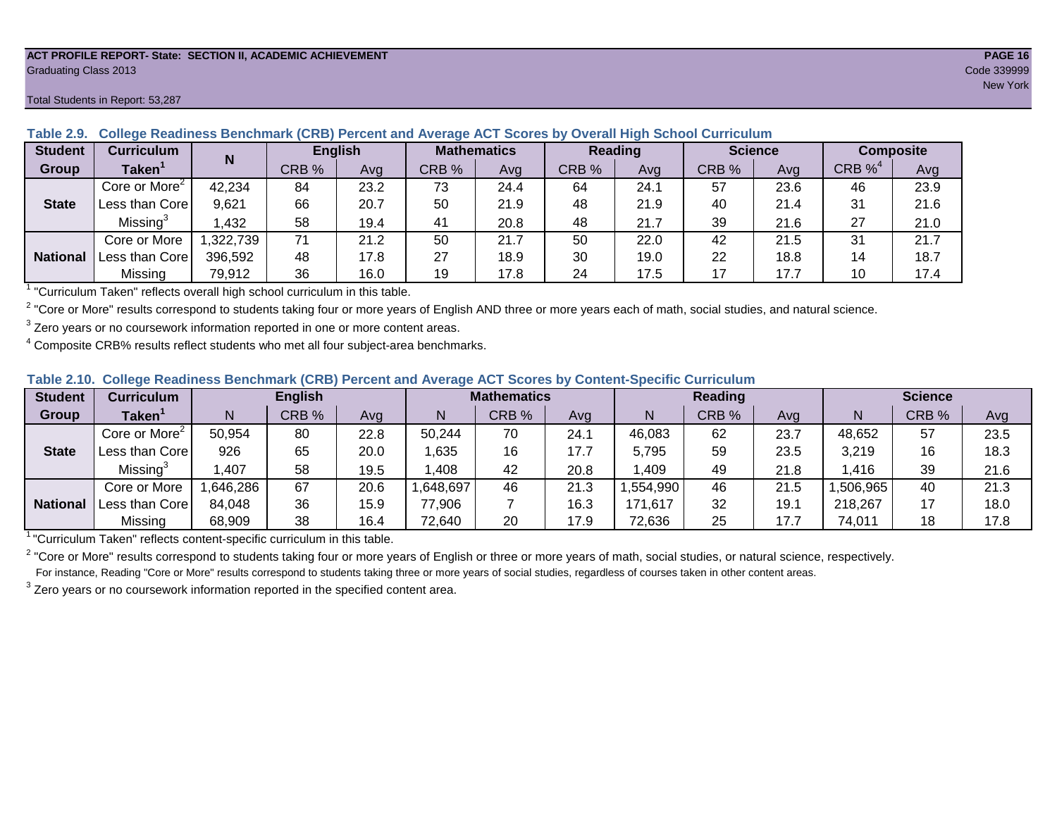ACT PROFILE REPORT- State: SECTION II, ACADEMIC ACHIEVEMENT
Graduating Class 2013
Code 339999
New York

Total Students in Report: 53,287

**Table 2.9. College Readiness Benchmark (CRB) Percent and Average ACT Scores by Overall High School Curriculum**

| Student Group | Curriculum Taken[1] | N | English | | Mathematics | | Reading | | Science | | Composite | |
|---|---|---|---|---|---|---|---|---|---|---|---|---|
| | | | CRB % | Avg | CRB % | Avg | CRB % | Avg | CRB % | Avg | CRB %[4] | Avg |
| State | Core or More[2] | 42,234 | 84 | 23.2 | 73 | 24.4 | 64 | 24.1 | 57 | 23.6 | 46 | 23.9 |
| | Less than Core | 9,621 | 66 | 20.7 | 50 | 21.9 | 48 | 21.9 | 40 | 21.4 | 31 | 21.6 |
| | Missing[3] | 1,432 | 58 | 19.4 | 41 | 20.8 | 48 | 21.7 | 39 | 21.6 | 27 | 21.0 |
| National | Core or More | 1,322,739 | 71 | 21.2 | 50 | 21.7 | 50 | 22.0 | 42 | 21.5 | 31 | 21.7 |
| | Less than Core | 396,592 | 48 | 17.8 | 27 | 18.9 | 30 | 19.0 | 22 | 18.8 | 14 | 18.7 |
| | Missing | 79,912 | 36 | 16.0 | 19 | 17.8 | 24 | 17.5 | 17 | 17.7 | 10 | 17.4 |

[1] "Curriculum Taken" reflects overall high school curriculum in this table.

[2] "Core or More" results correspond to students taking four or more years of English AND three or more years each of math, social studies, and natural science.

[3] Zero years or no coursework information reported in one or more content areas.

[4] Composite CRB% results reflect students who met all four subject-area benchmarks.

**Table 2.10. College Readiness Benchmark (CRB) Percent and Average ACT Scores by Content-Specific Curriculum**

| Student Group | Curriculum Taken[1] | English | | | Mathematics | | | Reading | | | Science | | |
|---|---|---|---|---|---|---|---|---|---|---|---|---|---|
| | | N | CRB % | Avg | N | CRB % | Avg | N | CRB % | Avg | N | CRB % | Avg |
| State | Core or More[2] | 50,954 | 80 | 22.8 | 50,244 | 70 | 24.1 | 46,083 | 62 | 23.7 | 48,652 | 57 | 23.5 |
| | Less than Core | 926 | 65 | 20.0 | 1,635 | 16 | 17.7 | 5,795 | 59 | 23.5 | 3,219 | 16 | 18.3 |
| | Missing[3] | 1,407 | 58 | 19.5 | 1,408 | 42 | 20.8 | 1,409 | 49 | 21.8 | 1,416 | 39 | 21.6 |
| National | Core or More | 1,646,286 | 67 | 20.6 | 1,648,697 | 46 | 21.3 | 1,554,990 | 46 | 21.5 | 1,506,965 | 40 | 21.3 |
| | Less than Core | 84,048 | 36 | 15.9 | 77,906 | 7 | 16.3 | 171,617 | 32 | 19.1 | 218,267 | 17 | 18.0 |
| | Missing | 68,909 | 38 | 16.4 | 72,640 | 20 | 17.9 | 72,636 | 25 | 17.7 | 74,011 | 18 | 17.8 |

[1] "Curriculum Taken" reflects content-specific curriculum in this table.

[2] "Core or More" results correspond to students taking four or more years of English or three or more years of math, social studies, or natural science, respectively.
For instance, Reading "Core or More" results correspond to students taking three or more years of social studies, regardless of courses taken in other content areas.

[3] Zero years or no coursework information reported in the specified content area.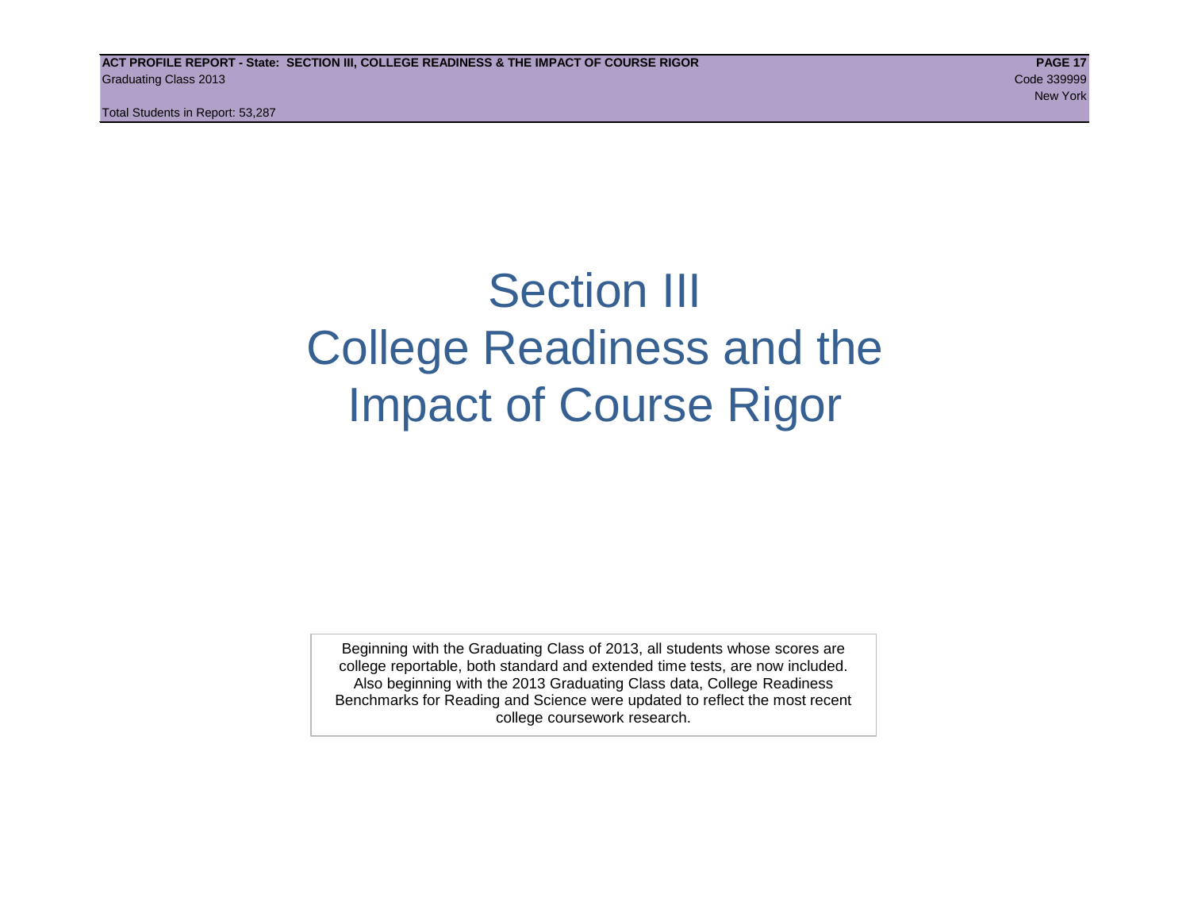# Section III
# College Readiness and the Impact of Course Rigor

Beginning with the Graduating Class of 2013, all students whose scores are college reportable, both standard and extended time tests, are now included. Also beginning with the 2013 Graduating Class data, College Readiness Benchmarks for Reading and Science were updated to reflect the most recent college coursework research.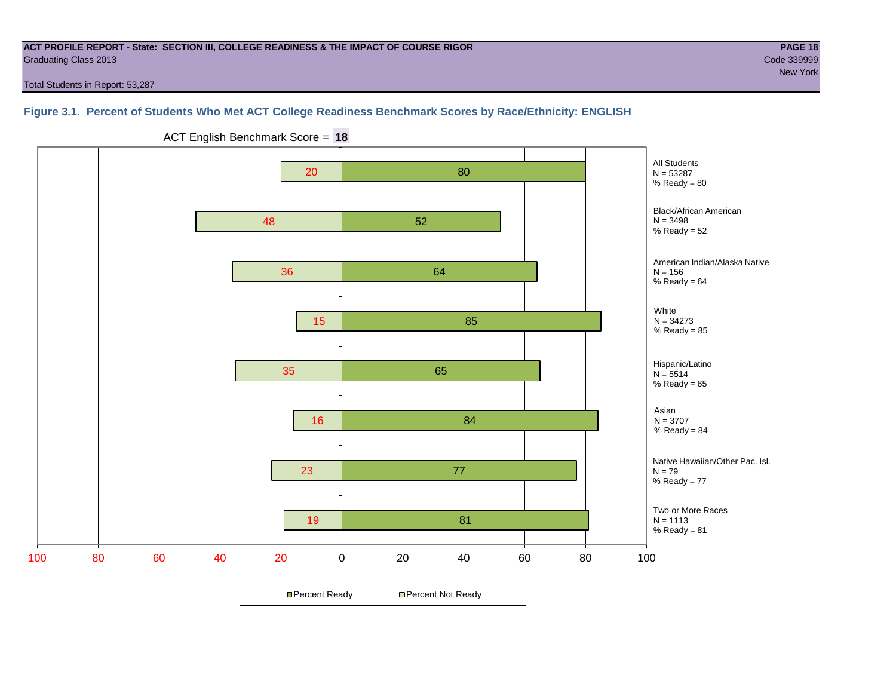**ACT PROFILE REPORT - State: SECTION III, COLLEGE READINESS & THE IMPACT OF COURSE RIGOR**
Graduating Class 2013

Total Students in Report: 53,287

Code 339999
New York

### Figure 3.1. Percent of Students Who Met ACT College Readiness Benchmark Scores by Race/Ethnicity: ENGLISH

ACT English Benchmark Score = **18**

20 80
All Students
N = 53287
% Ready = 80

48 52
Black/African American
N = 3498
% Ready = 52

36 64
American Indian/Alaska Native
N = 156
% Ready = 64

15 85
White
N = 34273
% Ready = 85

35 65
Hispanic/Latino
N = 5514
% Ready = 65

16 84
Asian
N = 3707
% Ready = 84

23 77
Native Hawaiian/Other Pac. Isl.
N = 79
% Ready = 77

19 81
Two or More Races
N = 1113
% Ready = 81

100 80 60 40 20 0 20 40 60 80 100

Percent Ready
Percent Not Ready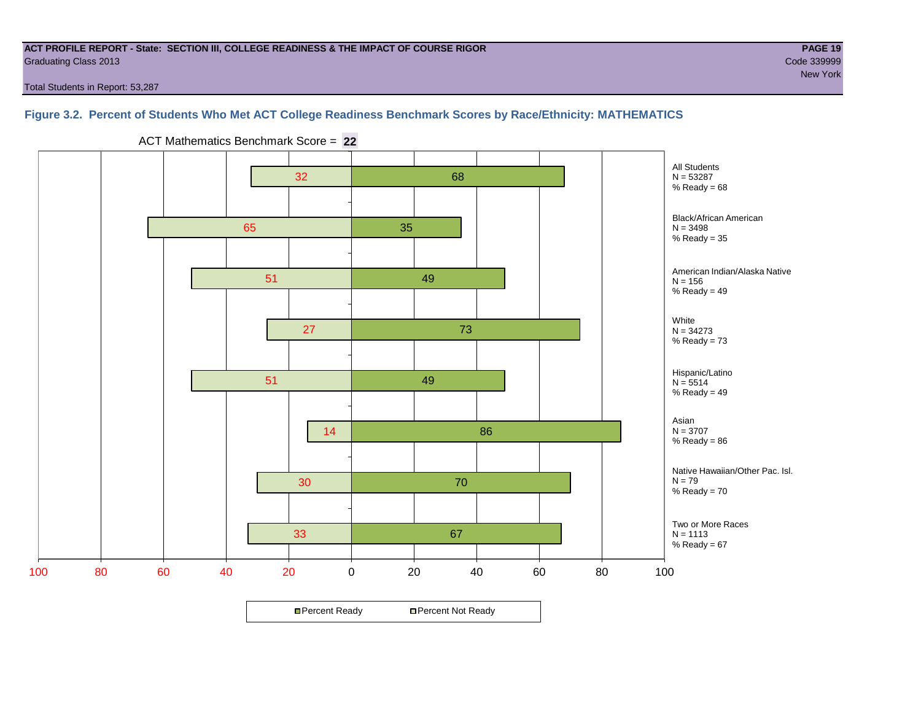ACT PROFILE REPORT - State: SECTION III, COLLEGE READINESS & THE IMPACT OF COURSE RIGOR

Graduating Class 2013

Code 339999

New York

Total Students in Report: 53,287

### Figure 3.2. Percent of Students Who Met ACT College Readiness Benchmark Scores by Race/Ethnicity: MATHEMATICS

ACT Mathematics Benchmark Score = **22**

32 68

All Students
N = 53287
% Ready = 68

65 35

Black/African American
N = 3498
% Ready = 35

51 49

American Indian/Alaska Native
N = 156
% Ready = 49

27 73

White
N = 34273
% Ready = 73

51 49

Hispanic/Latino
N = 5514
% Ready = 49

14 86

Asian
N = 3707
% Ready = 86

30 70

Native Hawaiian/Other Pac. Isl.
N = 79
% Ready = 70

33 67

Two or More Races
N = 1113
% Ready = 67

100 80 60 40 20 0 20 40 60 80 100

Percent Ready
Percent Not Ready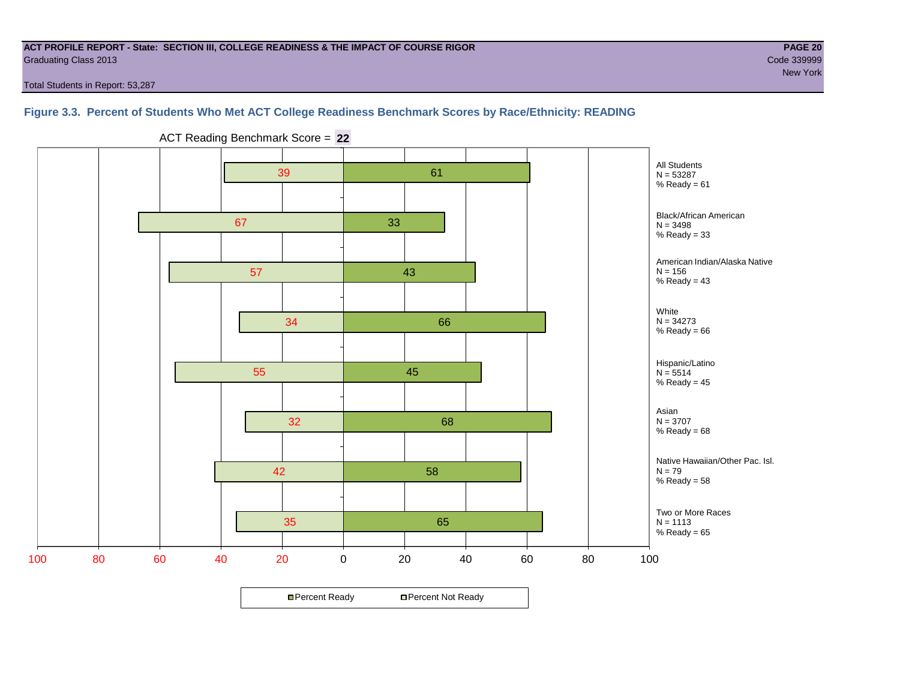ACT PROFILE REPORT - State: SECTION III, COLLEGE READINESS & THE IMPACT OF COURSE RIGOR

Graduating Class 2013

Total Students in Report: 53,287

PAGE 20

Code 339999

New York

### Figure 3.3. Percent of Students Who Met ACT College Readiness Benchmark Scores by Race/Ethnicity: READING

ACT Reading Benchmark Score = **22**

39 61

All Students
N = 53287
% Ready = 61

67 33

Black/African American
N = 3498
% Ready = 33

57 43

American Indian/Alaska Native
N = 156
% Ready = 43

34 66

White
N = 34273
% Ready = 66

55 45

Hispanic/Latino
N = 5514
% Ready = 45

32 68

Asian
N = 3707
% Ready = 68

42 58

Native Hawaiian/Other Pac. Isl.
N = 79
% Ready = 58

35 65

Two or More Races
N = 1113
% Ready = 65

100 80 60 40 20 0 20 40 60 80 100

Percent Ready
Percent Not Ready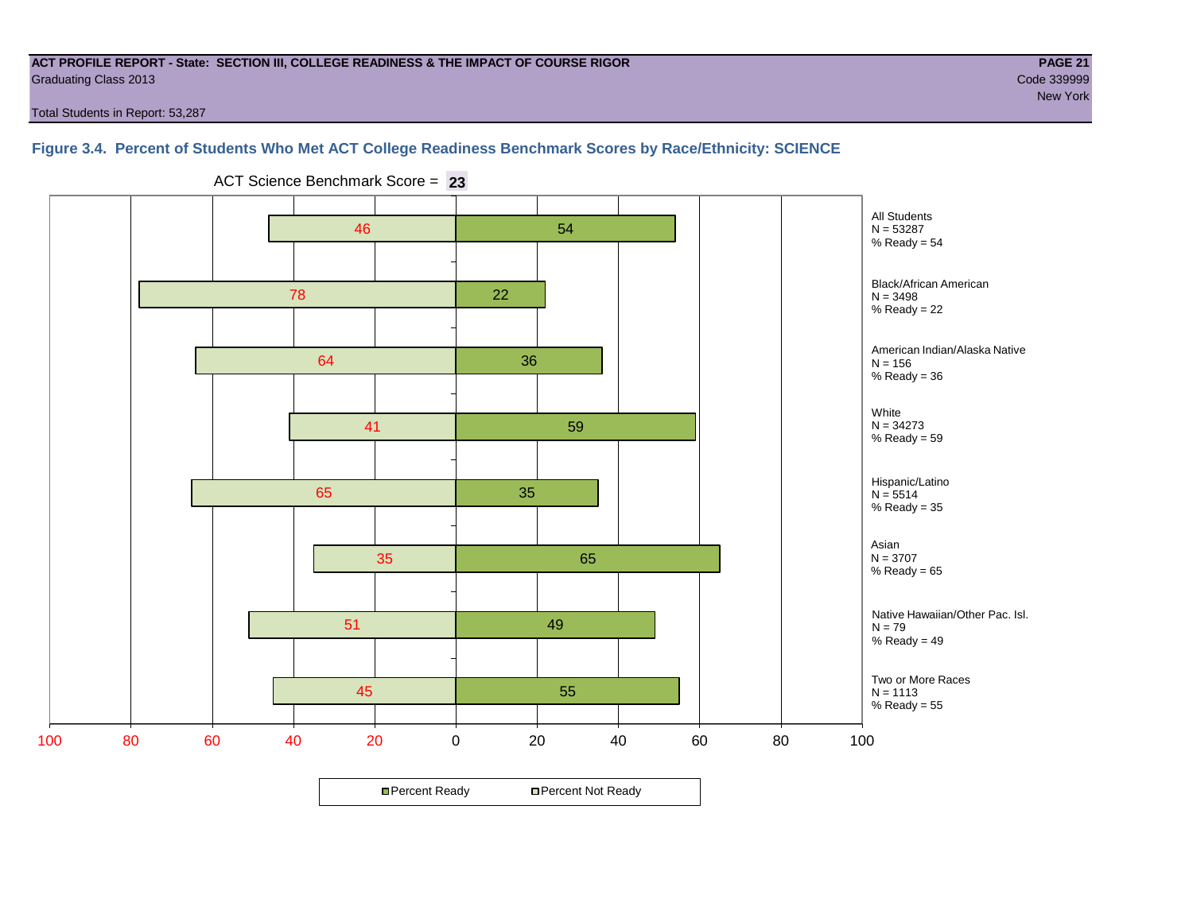**ACT PROFILE REPORT - State: SECTION III, COLLEGE READINESS & THE IMPACT OF COURSE RIGOR**
Graduating Class 2013
Code 339999
New York

Total Students in Report: 53,287

### Figure 3.4. Percent of Students Who Met ACT College Readiness Benchmark Scores by Race/Ethnicity: SCIENCE

ACT Science Benchmark Score = **23**

46
54
All Students
N = 53287
% Ready = 54

78
22
Black/African American
N = 3498
% Ready = 22

64
36
American Indian/Alaska Native
N = 156
% Ready = 36

41
59
White
N = 34273
% Ready = 59

65
35
Hispanic/Latino
N = 5514
% Ready = 35

35
65
Asian
N = 3707
% Ready = 65

51
49
Native Hawaiian/Other Pac. Isl.
N = 79
% Ready = 49

45
55
Two or More Races
N = 1113
% Ready = 55

100 80 60 40 20 0 20 40 60 80 100

Percent Ready
Percent Not Ready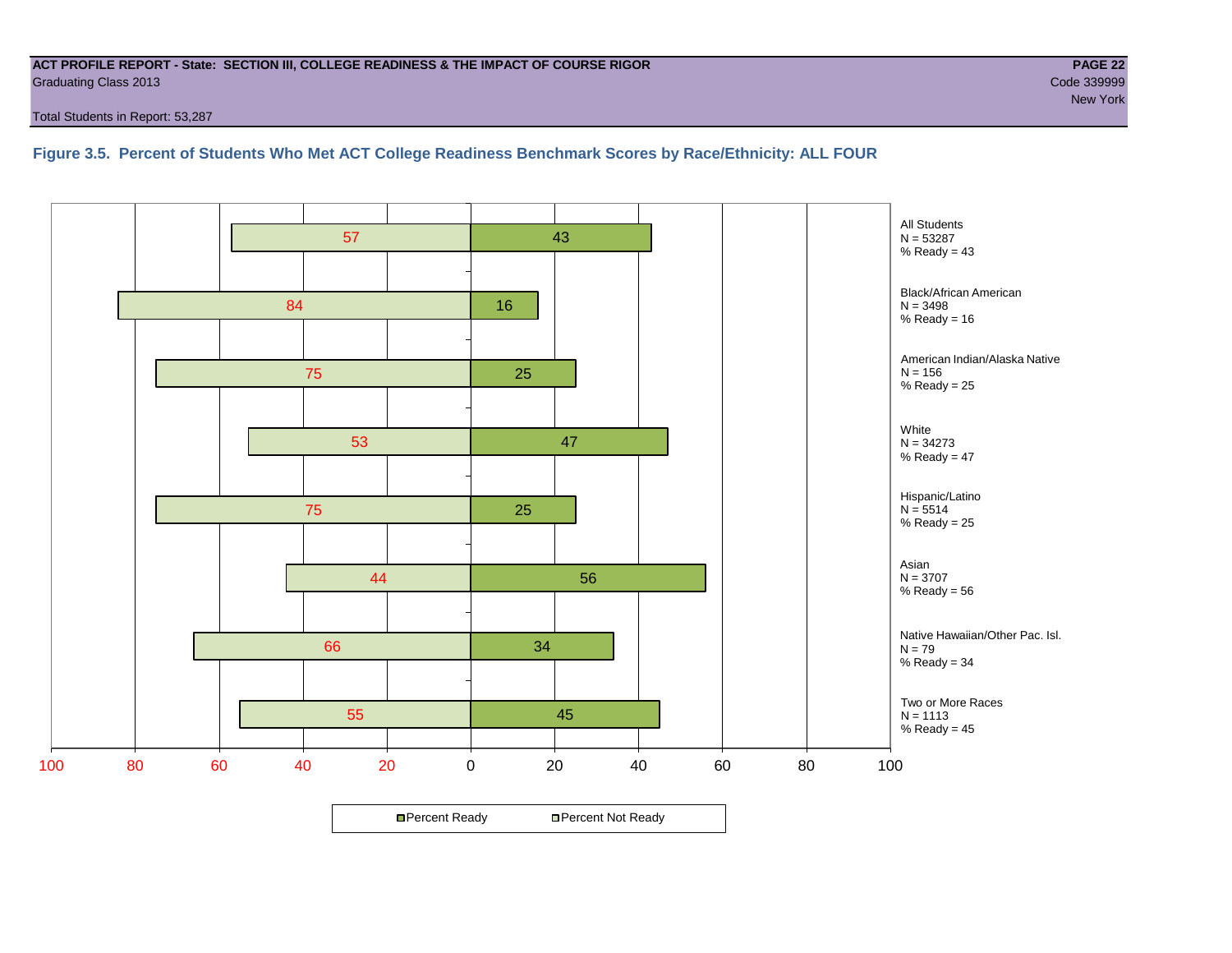ACT PROFILE REPORT - State: SECTION III, COLLEGE READINESS & THE IMPACT OF COURSE RIGOR

Graduating Class 2013

Code 339999

New York

Total Students in Report: 53,287

### Figure 3.5. Percent of Students Who Met ACT College Readiness Benchmark Scores by Race/Ethnicity: ALL FOUR

57
43

All Students
N = 53287
% Ready = 43

84
16

Black/African American
N = 3498
% Ready = 16

75
25

American Indian/Alaska Native
N = 156
% Ready = 25

53
47

White
N = 34273
% Ready = 47

75
25

Hispanic/Latino
N = 5514
% Ready = 25

44
56

Asian
N = 3707
% Ready = 56

66
34

Native Hawaiian/Other Pac. Isl.
N = 79
% Ready = 34

55
45

Two or More Races
N = 1113
% Ready = 45

100 80 60 40 20 0 20 40 60 80 100

Percent Ready
Percent Not Ready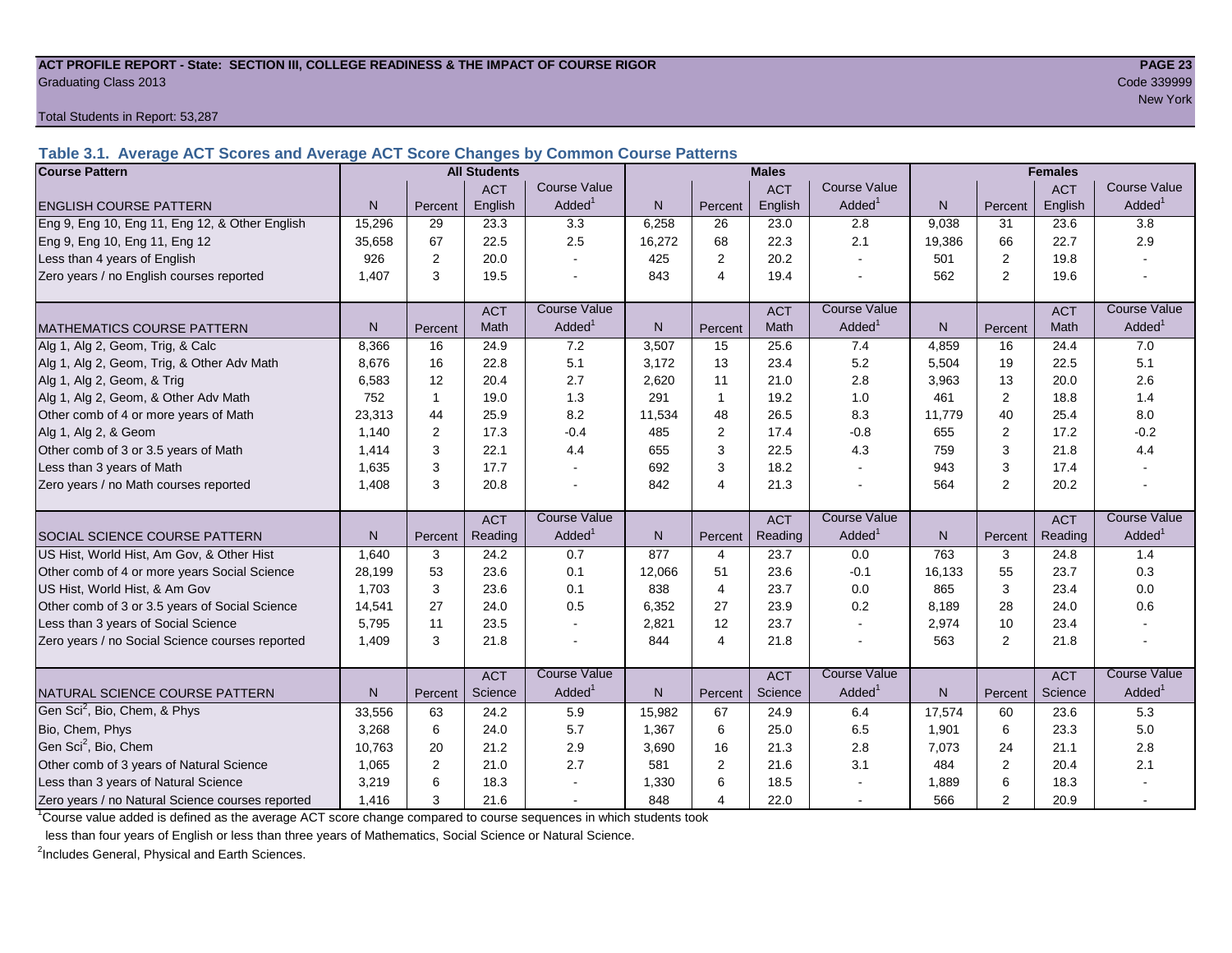**ACT PROFILE REPORT - State: SECTION III, COLLEGE READINESS & THE IMPACT OF COURSE RIGOR**
Graduating Class 2013
Code 339999
New York

Total Students in Report: 53,287

### Table 3.1. Average ACT Scores and Average ACT Score Changes by Common Course Patterns

| Course Pattern | All Students | | | | Males | | | | Females | | | |
|---|---|---|---|---|---|---|---|---|---|---|---|---|
| ENGLISH COURSE PATTERN | N | Percent | ACT English | Course Value Added[1] | N | Percent | ACT English | Course Value Added[1] | N | Percent | ACT English | Course Value Added[1] |
| Eng 9, Eng 10, Eng 11, Eng 12, & Other English | 15,296 | 29 | 23.3 | 3.3 | 6,258 | 26 | 23.0 | 2.8 | 9,038 | 31 | 23.6 | 3.8 |
| Eng 9, Eng 10, Eng 11, Eng 12 | 35,658 | 67 | 22.5 | 2.5 | 16,272 | 68 | 22.3 | 2.1 | 19,386 | 66 | 22.7 | 2.9 |
| Less than 4 years of English | 926 | 2 | 20.0 | - | 425 | 2 | 20.2 | - | 501 | 2 | 19.8 | - |
| Zero years / no English courses reported | 1,407 | 3 | 19.5 | - | 843 | 4 | 19.4 | - | 562 | 2 | 19.6 | - |
| MATHEMATICS COURSE PATTERN | N | Percent | ACT Math | Course Value Added[1] | N | Percent | ACT Math | Course Value Added[1] | N | Percent | ACT Math | Course Value Added[1] |
| Alg 1, Alg 2, Geom, Trig, & Calc | 8,366 | 16 | 24.9 | 7.2 | 3,507 | 15 | 25.6 | 7.4 | 4,859 | 16 | 24.4 | 7.0 |
| Alg 1, Alg 2, Geom, Trig, & Other Adv Math | 8,676 | 16 | 22.8 | 5.1 | 3,172 | 13 | 23.4 | 5.2 | 5,504 | 19 | 22.5 | 5.1 |
| Alg 1, Alg 2, Geom, & Trig | 6,583 | 12 | 20.4 | 2.7 | 2,620 | 11 | 21.0 | 2.8 | 3,963 | 13 | 20.0 | 2.6 |
| Alg 1, Alg 2, Geom, & Other Adv Math | 752 | 1 | 19.0 | 1.3 | 291 | 1 | 19.2 | 1.0 | 461 | 2 | 18.8 | 1.4 |
| Other comb of 4 or more years of Math | 23,313 | 44 | 25.9 | 8.2 | 11,534 | 48 | 26.5 | 8.3 | 11,779 | 40 | 25.4 | 8.0 |
| Alg 1, Alg 2, & Geom | 1,140 | 2 | 17.3 | -0.4 | 485 | 2 | 17.4 | -0.8 | 655 | 2 | 17.2 | -0.2 |
| Other comb of 3 or 3.5 years of Math | 1,414 | 3 | 22.1 | 4.4 | 655 | 3 | 22.5 | 4.3 | 759 | 3 | 21.8 | 4.4 |
| Less than 3 years of Math | 1,635 | 3 | 17.7 | - | 692 | 3 | 18.2 | - | 943 | 3 | 17.4 | - |
| Zero years / no Math courses reported | 1,408 | 3 | 20.8 | - | 842 | 4 | 21.3 | - | 564 | 2 | 20.2 | - |
| SOCIAL SCIENCE COURSE PATTERN | N | Percent | ACT Reading | Course Value Added[1] | N | Percent | ACT Reading | Course Value Added[1] | N | Percent | ACT Reading | Course Value Added[1] |
| US Hist, World Hist, Am Gov, & Other Hist | 1,640 | 3 | 24.2 | 0.7 | 877 | 4 | 23.7 | 0.0 | 763 | 3 | 24.8 | 1.4 |
| Other comb of 4 or more years Social Science | 28,199 | 53 | 23.6 | 0.1 | 12,066 | 51 | 23.6 | -0.1 | 16,133 | 55 | 23.7 | 0.3 |
| US Hist, World Hist, & Am Gov | 1,703 | 3 | 23.6 | 0.1 | 838 | 4 | 23.7 | 0.0 | 865 | 3 | 23.4 | 0.0 |
| Other comb of 3 or 3.5 years of Social Science | 14,541 | 27 | 24.0 | 0.5 | 6,352 | 27 | 23.9 | 0.2 | 8,189 | 28 | 24.0 | 0.6 |
| Less than 3 years of Social Science | 5,795 | 11 | 23.5 | - | 2,821 | 12 | 23.7 | - | 2,974 | 10 | 23.4 | - |
| Zero years / no Social Science courses reported | 1,409 | 3 | 21.8 | - | 844 | 4 | 21.8 | - | 563 | 2 | 21.8 | - |
| NATURAL SCIENCE COURSE PATTERN | N | Percent | ACT Science | Course Value Added[1] | N | Percent | ACT Science | Course Value Added[1] | N | Percent | ACT Science | Course Value Added[1] |
| Gen Sci[2], Bio, Chem, & Phys | 33,556 | 63 | 24.2 | 5.9 | 15,982 | 67 | 24.9 | 6.4 | 17,574 | 60 | 23.6 | 5.3 |
| Bio, Chem, Phys | 3,268 | 6 | 24.0 | 5.7 | 1,367 | 6 | 25.0 | 6.5 | 1,901 | 6 | 23.3 | 5.0 |
| Gen Sci[2], Bio, Chem | 10,763 | 20 | 21.2 | 2.9 | 3,690 | 16 | 21.3 | 2.8 | 7,073 | 24 | 21.1 | 2.8 |
| Other comb of 3 years of Natural Science | 1,065 | 2 | 21.0 | 2.7 | 581 | 2 | 21.6 | 3.1 | 484 | 2 | 20.4 | 2.1 |
| Less than 3 years of Natural Science | 3,219 | 6 | 18.3 | - | 1,330 | 6 | 18.5 | - | 1,889 | 6 | 18.3 | - |
| Zero years / no Natural Science courses reported | 1,416 | 3 | 21.6 | - | 848 | 4 | 22.0 | - | 566 | 2 | 20.9 | - |

[1]Course value added is defined as the average ACT score change compared to course sequences in which students took less than four years of English or less than three years of Mathematics, Social Science or Natural Science.

[2]Includes General, Physical and Earth Sciences.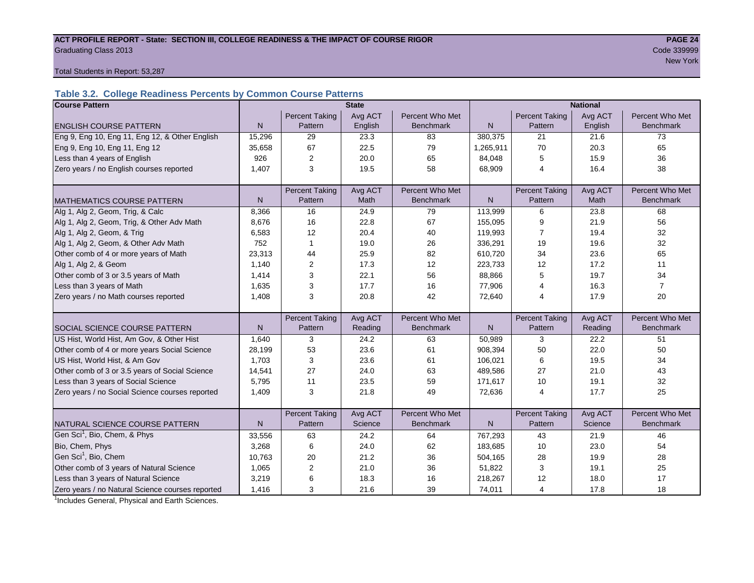**ACT PROFILE REPORT - State: SECTION III, COLLEGE READINESS & THE IMPACT OF COURSE RIGOR**
Graduating Class 2013
Code 339999
New York

Total Students in Report: 53,287

### Table 3.2. College Readiness Percents by Common Course Patterns

| Course Pattern | State | | | | National | | | |
|---|---|---|---|---|---|---|---|---|
| ENGLISH COURSE PATTERN | N | Percent Taking Pattern | Avg ACT English | Percent Who Met Benchmark | N | Percent Taking Pattern | Avg ACT English | Percent Who Met Benchmark |
| Eng 9, Eng 10, Eng 11, Eng 12, & Other English | 15,296 | 29 | 23.3 | 83 | 380,375 | 21 | 21.6 | 73 |
| Eng 9, Eng 10, Eng 11, Eng 12 | 35,658 | 67 | 22.5 | 79 | 1,265,911 | 70 | 20.3 | 65 |
| Less than 4 years of English | 926 | 2 | 20.0 | 65 | 84,048 | 5 | 15.9 | 36 |
| Zero years / no English courses reported | 1,407 | 3 | 19.5 | 58 | 68,909 | 4 | 16.4 | 38 |
| MATHEMATICS COURSE PATTERN | N | Percent Taking Pattern | Avg ACT Math | Percent Who Met Benchmark | N | Percent Taking Pattern | Avg ACT Math | Percent Who Met Benchmark |
| Alg 1, Alg 2, Geom, Trig, & Calc | 8,366 | 16 | 24.9 | 79 | 113,999 | 6 | 23.8 | 68 |
| Alg 1, Alg 2, Geom, Trig, & Other Adv Math | 8,676 | 16 | 22.8 | 67 | 155,095 | 9 | 21.9 | 56 |
| Alg 1, Alg 2, Geom, & Trig | 6,583 | 12 | 20.4 | 40 | 119,993 | 7 | 19.4 | 32 |
| Alg 1, Alg 2, Geom, & Other Adv Math | 752 | 1 | 19.0 | 26 | 336,291 | 19 | 19.6 | 32 |
| Other comb of 4 or more years of Math | 23,313 | 44 | 25.9 | 82 | 610,720 | 34 | 23.6 | 65 |
| Alg 1, Alg 2, & Geom | 1,140 | 2 | 17.3 | 12 | 223,733 | 12 | 17.2 | 11 |
| Other comb of 3 or 3.5 years of Math | 1,414 | 3 | 22.1 | 56 | 88,866 | 5 | 19.7 | 34 |
| Less than 3 years of Math | 1,635 | 3 | 17.7 | 16 | 77,906 | 4 | 16.3 | 7 |
| Zero years / no Math courses reported | 1,408 | 3 | 20.8 | 42 | 72,640 | 4 | 17.9 | 20 |
| SOCIAL SCIENCE COURSE PATTERN | N | Percent Taking Pattern | Avg ACT Reading | Percent Who Met Benchmark | N | Percent Taking Pattern | Avg ACT Reading | Percent Who Met Benchmark |
| US Hist, World Hist, Am Gov, & Other Hist | 1,640 | 3 | 24.2 | 63 | 50,989 | 3 | 22.2 | 51 |
| Other comb of 4 or more years Social Science | 28,199 | 53 | 23.6 | 61 | 908,394 | 50 | 22.0 | 50 |
| US Hist, World Hist, & Am Gov | 1,703 | 3 | 23.6 | 61 | 106,021 | 6 | 19.5 | 34 |
| Other comb of 3 or 3.5 years of Social Science | 14,541 | 27 | 24.0 | 63 | 489,586 | 27 | 21.0 | 43 |
| Less than 3 years of Social Science | 5,795 | 11 | 23.5 | 59 | 171,617 | 10 | 19.1 | 32 |
| Zero years / no Social Science courses reported | 1,409 | 3 | 21.8 | 49 | 72,636 | 4 | 17.7 | 25 |
| NATURAL SCIENCE COURSE PATTERN | N | Percent Taking Pattern | Avg ACT Science | Percent Who Met Benchmark | N | Percent Taking Pattern | Avg ACT Science | Percent Who Met Benchmark |
| Gen Sci[1], Bio, Chem, & Phys | 33,556 | 63 | 24.2 | 64 | 767,293 | 43 | 21.9 | 46 |
| Bio, Chem, Phys | 3,268 | 6 | 24.0 | 62 | 183,685 | 10 | 23.0 | 54 |
| Gen Sci[1], Bio, Chem | 10,763 | 20 | 21.2 | 36 | 504,165 | 28 | 19.9 | 28 |
| Other comb of 3 years of Natural Science | 1,065 | 2 | 21.0 | 36 | 51,822 | 3 | 19.1 | 25 |
| Less than 3 years of Natural Science | 3,219 | 6 | 18.3 | 16 | 218,267 | 12 | 18.0 | 17 |
| Zero years / no Natural Science courses reported | 1,416 | 3 | 21.6 | 39 | 74,011 | 4 | 17.8 | 18 |

[1]Includes General, Physical and Earth Sciences.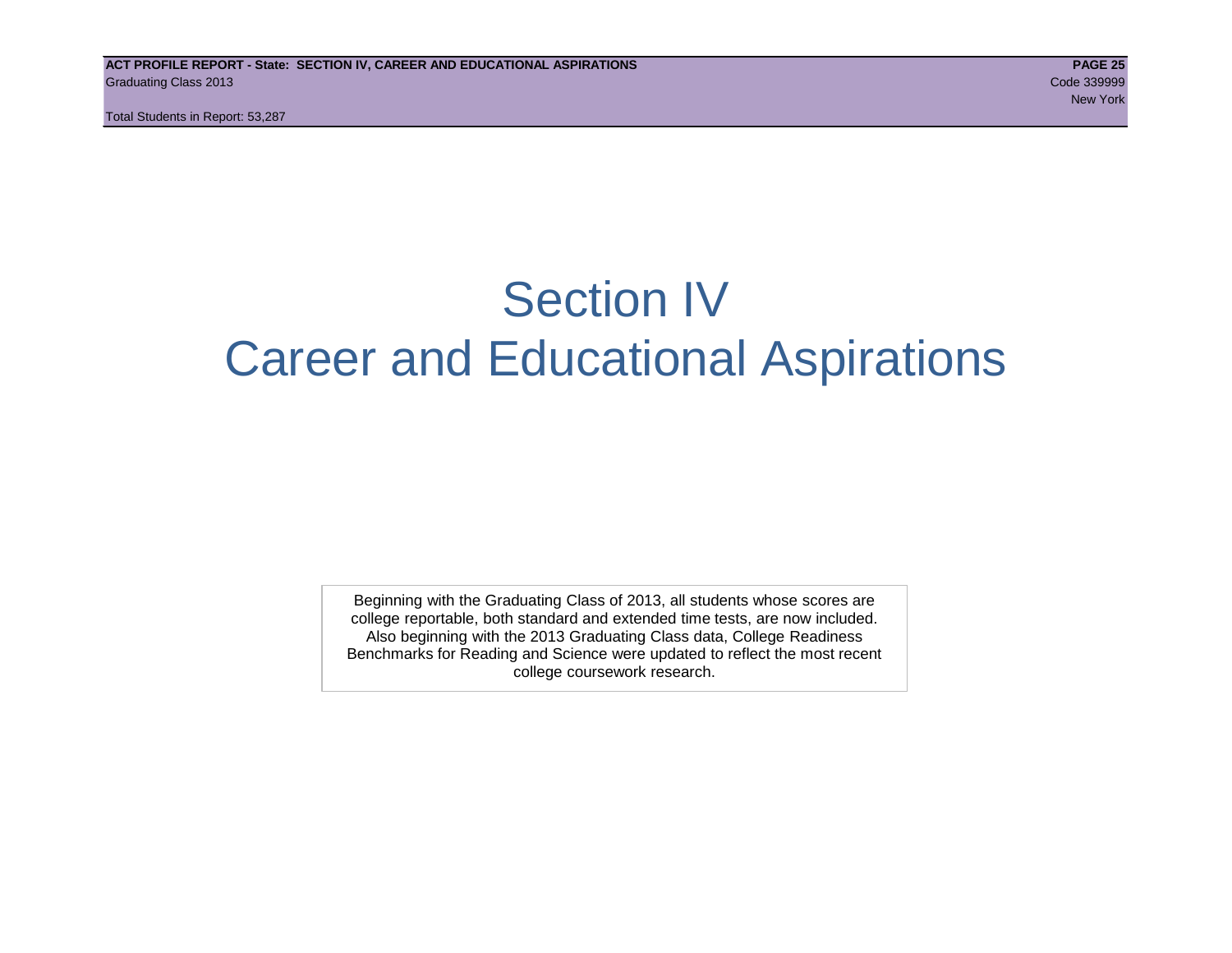# Section IV
# Career and Educational Aspirations

Beginning with the Graduating Class of 2013, all students whose scores are college reportable, both standard and extended time tests, are now included. Also beginning with the 2013 Graduating Class data, College Readiness Benchmarks for Reading and Science were updated to reflect the most recent college coursework research.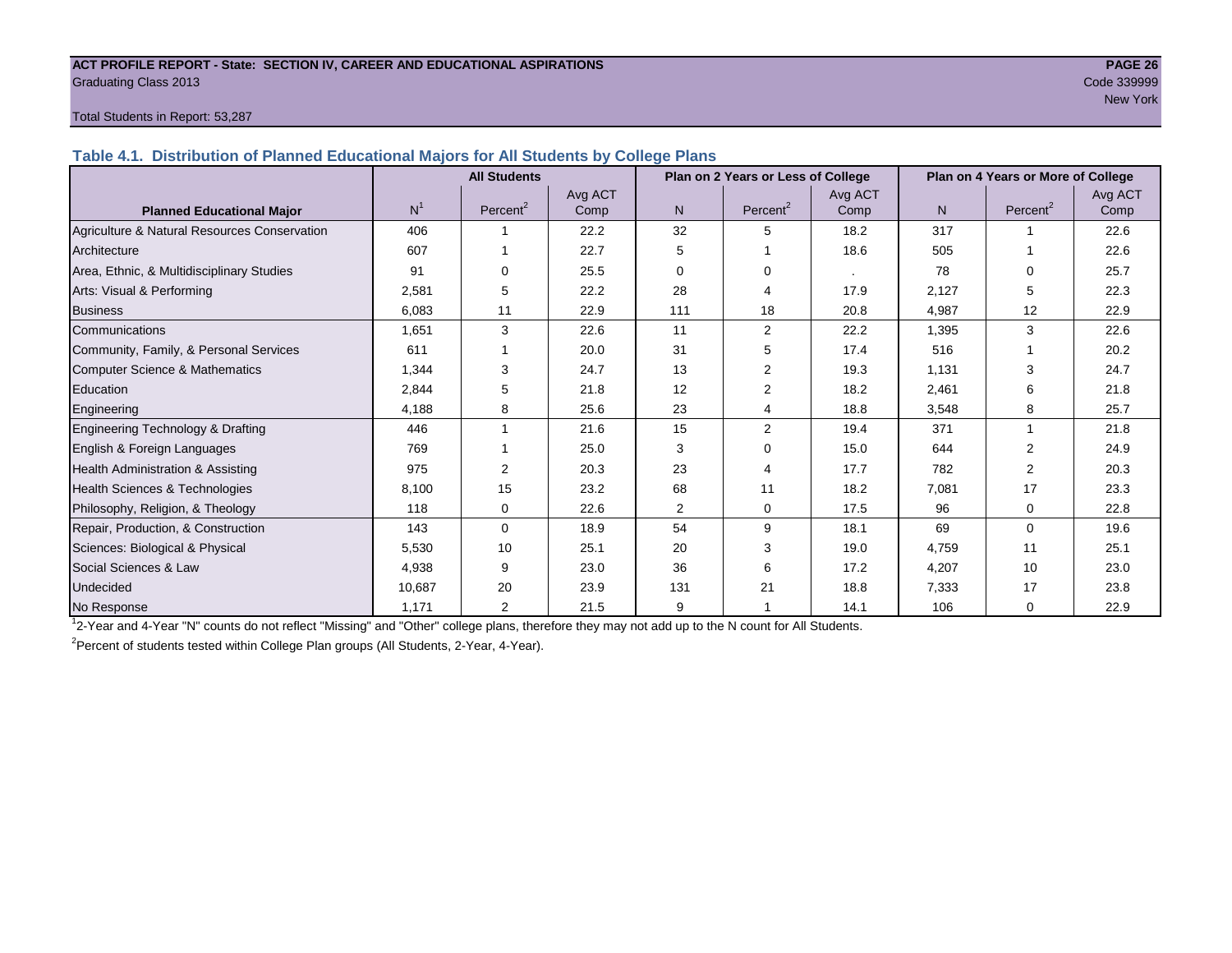**ACT PROFILE REPORT - State: SECTION IV, CAREER AND EDUCATIONAL ASPIRATIONS**
Graduating Class 2013
Code 339999
New York

Total Students in Report: 53,287

## Table 4.1. Distribution of Planned Educational Majors for All Students by College Plans

| | All Students | | | Plan on 2 Years or Less of College | | | Plan on 4 Years or More of College | | |
|---|---|---|---|---|---|---|---|---|---|
| Planned Educational Major | N[1] | Percent[2] | Avg ACT Comp | N | Percent[2] | Avg ACT Comp | N | Percent[2] | Avg ACT Comp |
| Agriculture & Natural Resources Conservation | 406 | 1 | 22.2 | 32 | 5 | 18.2 | 317 | 1 | 22.6 |
| Architecture | 607 | 1 | 22.7 | 5 | 1 | 18.6 | 505 | 1 | 22.6 |
| Area, Ethnic, & Multidisciplinary Studies | 91 | 0 | 25.5 | 0 | 0 | . | 78 | 0 | 25.7 |
| Arts: Visual & Performing | 2,581 | 5 | 22.2 | 28 | 4 | 17.9 | 2,127 | 5 | 22.3 |
| Business | 6,083 | 11 | 22.9 | 111 | 18 | 20.8 | 4,987 | 12 | 22.9 |
| Communications | 1,651 | 3 | 22.6 | 11 | 2 | 22.2 | 1,395 | 3 | 22.6 |
| Community, Family, & Personal Services | 611 | 1 | 20.0 | 31 | 5 | 17.4 | 516 | 1 | 20.2 |
| Computer Science & Mathematics | 1,344 | 3 | 24.7 | 13 | 2 | 19.3 | 1,131 | 3 | 24.7 |
| Education | 2,844 | 5 | 21.8 | 12 | 2 | 18.2 | 2,461 | 6 | 21.8 |
| Engineering | 4,188 | 8 | 25.6 | 23 | 4 | 18.8 | 3,548 | 8 | 25.7 |
| Engineering Technology & Drafting | 446 | 1 | 21.6 | 15 | 2 | 19.4 | 371 | 1 | 21.8 |
| English & Foreign Languages | 769 | 1 | 25.0 | 3 | 0 | 15.0 | 644 | 2 | 24.9 |
| Health Administration & Assisting | 975 | 2 | 20.3 | 23 | 4 | 17.7 | 782 | 2 | 20.3 |
| Health Sciences & Technologies | 8,100 | 15 | 23.2 | 68 | 11 | 18.2 | 7,081 | 17 | 23.3 |
| Philosophy, Religion, & Theology | 118 | 0 | 22.6 | 2 | 0 | 17.5 | 96 | 0 | 22.8 |
| Repair, Production, & Construction | 143 | 0 | 18.9 | 54 | 9 | 18.1 | 69 | 0 | 19.6 |
| Sciences: Biological & Physical | 5,530 | 10 | 25.1 | 20 | 3 | 19.0 | 4,759 | 11 | 25.1 |
| Social Sciences & Law | 4,938 | 9 | 23.0 | 36 | 6 | 17.2 | 4,207 | 10 | 23.0 |
| Undecided | 10,687 | 20 | 23.9 | 131 | 21 | 18.8 | 7,333 | 17 | 23.8 |
| No Response | 1,171 | 2 | 21.5 | 9 | 1 | 14.1 | 106 | 0 | 22.9 |

[1] 2-Year and 4-Year "N" counts do not reflect "Missing" and "Other" college plans, therefore they may not add up to the N count for All Students.

[2] Percent of students tested within College Plan groups (All Students, 2-Year, 4-Year).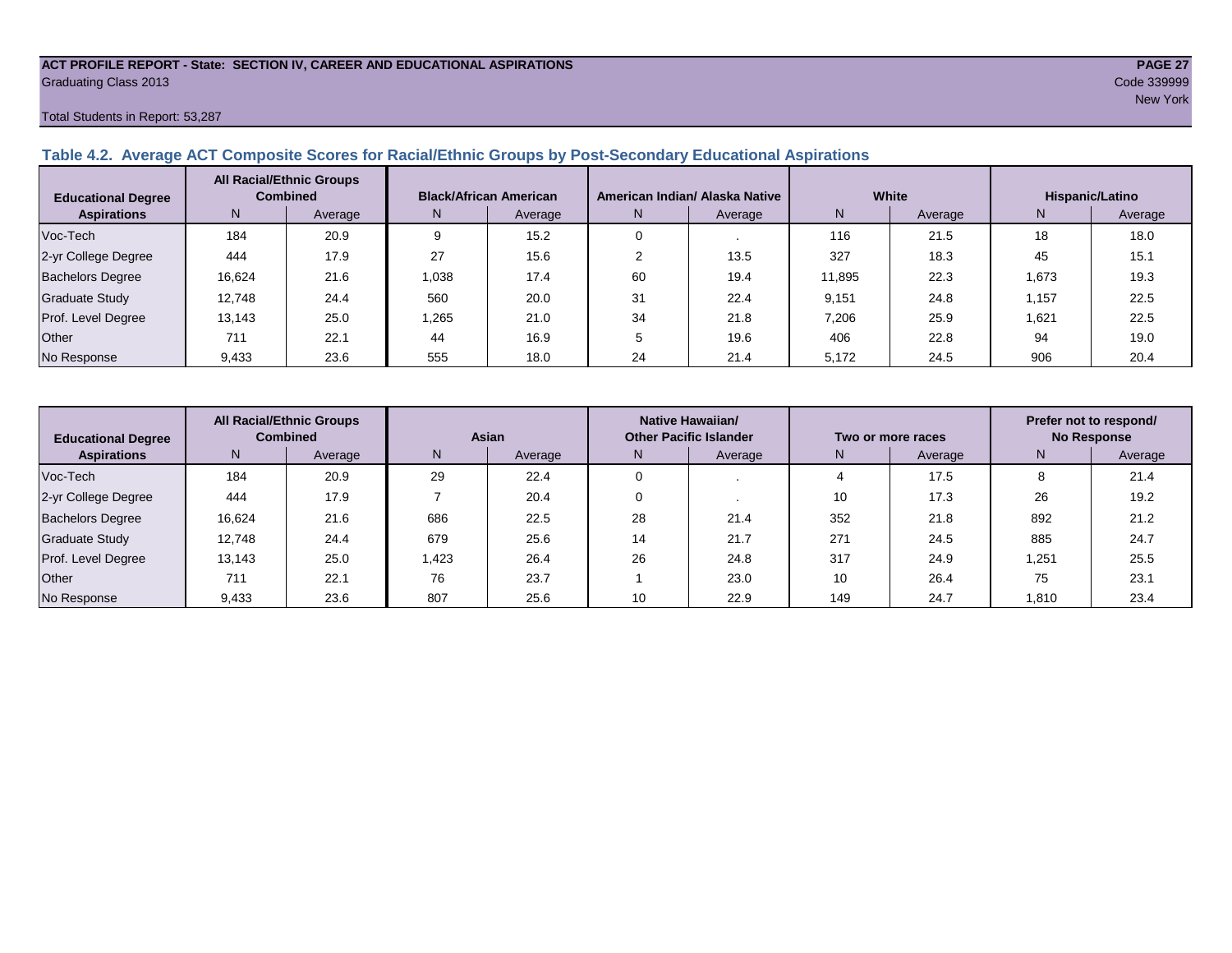ACT PROFILE REPORT - State: SECTION IV, CAREER AND EDUCATIONAL ASPIRATIONS
Graduating Class 2013
Code 339999
New York
Total Students in Report: 53,287

## Table 4.2. Average ACT Composite Scores for Racial/Ethnic Groups by Post-Secondary Educational Aspirations

| Educational Degree Aspirations | All Racial/Ethnic Groups Combined | | Black/African American | | American Indian/ Alaska Native | | White | | Hispanic/Latino | |
|---|---|---|---|---|---|---|---|---|---|---|
| | N | Average | N | Average | N | Average | N | Average | N | Average |
| Voc-Tech | 184 | 20.9 | 9 | 15.2 | 0 | . | 116 | 21.5 | 18 | 18.0 |
| 2-yr College Degree | 444 | 17.9 | 27 | 15.6 | 2 | 13.5 | 327 | 18.3 | 45 | 15.1 |
| Bachelors Degree | 16,624 | 21.6 | 1,038 | 17.4 | 60 | 19.4 | 11,895 | 22.3 | 1,673 | 19.3 |
| Graduate Study | 12,748 | 24.4 | 560 | 20.0 | 31 | 22.4 | 9,151 | 24.8 | 1,157 | 22.5 |
| Prof. Level Degree | 13,143 | 25.0 | 1,265 | 21.0 | 34 | 21.8 | 7,206 | 25.9 | 1,621 | 22.5 |
| Other | 711 | 22.1 | 44 | 16.9 | 5 | 19.6 | 406 | 22.8 | 94 | 19.0 |
| No Response | 9,433 | 23.6 | 555 | 18.0 | 24 | 21.4 | 5,172 | 24.5 | 906 | 20.4 |

| Educational Degree Aspirations | All Racial/Ethnic Groups Combined | | Asian | | Native Hawaiian/ Other Pacific Islander | | Two or more races | | Prefer not to respond/ No Response | |
|---|---|---|---|---|---|---|---|---|---|---|
| | N | Average | N | Average | N | Average | N | Average | N | Average |
| Voc-Tech | 184 | 20.9 | 29 | 22.4 | 0 | . | 4 | 17.5 | 8 | 21.4 |
| 2-yr College Degree | 444 | 17.9 | 7 | 20.4 | 0 | . | 10 | 17.3 | 26 | 19.2 |
| Bachelors Degree | 16,624 | 21.6 | 686 | 22.5 | 28 | 21.4 | 352 | 21.8 | 892 | 21.2 |
| Graduate Study | 12,748 | 24.4 | 679 | 25.6 | 14 | 21.7 | 271 | 24.5 | 885 | 24.7 |
| Prof. Level Degree | 13,143 | 25.0 | 1,423 | 26.4 | 26 | 24.8 | 317 | 24.9 | 1,251 | 25.5 |
| Other | 711 | 22.1 | 76 | 23.7 | 1 | 23.0 | 10 | 26.4 | 75 | 23.1 |
| No Response | 9,433 | 23.6 | 807 | 25.6 | 10 | 22.9 | 149 | 24.7 | 1,810 | 23.4 |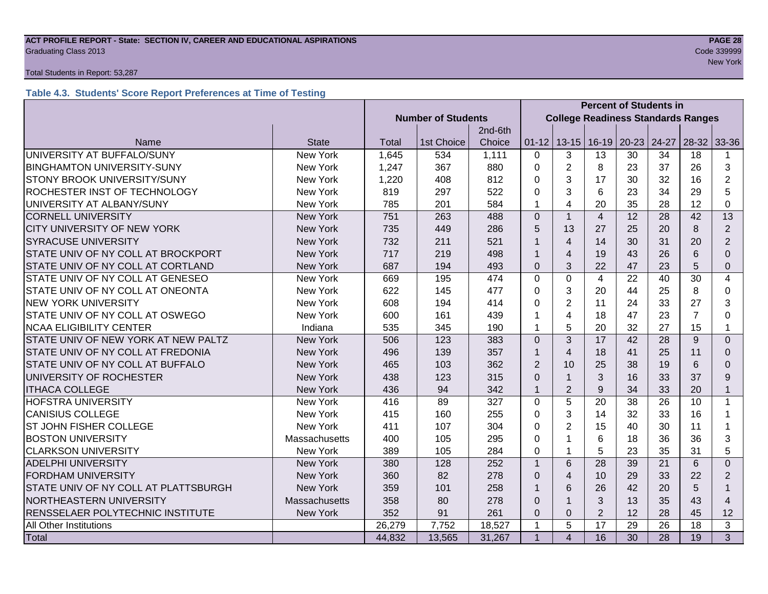**ACT PROFILE REPORT - State: SECTION IV, CAREER AND EDUCATIONAL ASPIRATIONS**
Graduating Class 2013
Code 339999
New York

Total Students in Report: 53,287

### Table 4.3. Students' Score Report Preferences at Time of Testing

| | | Number of Students | | | Percent of Students in College Readiness Standards Ranges | | | | | | |
|---|---|---|---|---|---|---|---|---|---|---|---|
| Name | State | Total | 1st Choice | 2nd-6th Choice | 01-12 | 13-15 | 16-19 | 20-23 | 24-27 | 28-32 | 33-36 |
| UNIVERSITY AT BUFFALO/SUNY | New York | 1,645 | 534 | 1,111 | 0 | 3 | 13 | 30 | 34 | 18 | 1 |
| BINGHAMTON UNIVERSITY-SUNY | New York | 1,247 | 367 | 880 | 0 | 2 | 8 | 23 | 37 | 26 | 3 |
| STONY BROOK UNIVERSITY/SUNY | New York | 1,220 | 408 | 812 | 0 | 3 | 17 | 30 | 32 | 16 | 2 |
| ROCHESTER INST OF TECHNOLOGY | New York | 819 | 297 | 522 | 0 | 3 | 6 | 23 | 34 | 29 | 5 |
| UNIVERSITY AT ALBANY/SUNY | New York | 785 | 201 | 584 | 1 | 4 | 20 | 35 | 28 | 12 | 0 |
| CORNELL UNIVERSITY | New York | 751 | 263 | 488 | 0 | 1 | 4 | 12 | 28 | 42 | 13 |
| CITY UNIVERSITY OF NEW YORK | New York | 735 | 449 | 286 | 5 | 13 | 27 | 25 | 20 | 8 | 2 |
| SYRACUSE UNIVERSITY | New York | 732 | 211 | 521 | 1 | 4 | 14 | 30 | 31 | 20 | 2 |
| STATE UNIV OF NY COLL AT BROCKPORT | New York | 717 | 219 | 498 | 1 | 4 | 19 | 43 | 26 | 6 | 0 |
| STATE UNIV OF NY COLL AT CORTLAND | New York | 687 | 194 | 493 | 0 | 3 | 22 | 47 | 23 | 5 | 0 |
| STATE UNIV OF NY COLL AT GENESEO | New York | 669 | 195 | 474 | 0 | 0 | 4 | 22 | 40 | 30 | 4 |
| STATE UNIV OF NY COLL AT ONEONTA | New York | 622 | 145 | 477 | 0 | 3 | 20 | 44 | 25 | 8 | 0 |
| NEW YORK UNIVERSITY | New York | 608 | 194 | 414 | 0 | 2 | 11 | 24 | 33 | 27 | 3 |
| STATE UNIV OF NY COLL AT OSWEGO | New York | 600 | 161 | 439 | 1 | 4 | 18 | 47 | 23 | 7 | 0 |
| NCAA ELIGIBILITY CENTER | Indiana | 535 | 345 | 190 | 1 | 5 | 20 | 32 | 27 | 15 | 1 |
| STATE UNIV OF NEW YORK AT NEW PALTZ | New York | 506 | 123 | 383 | 0 | 3 | 17 | 42 | 28 | 9 | 0 |
| STATE UNIV OF NY COLL AT FREDONIA | New York | 496 | 139 | 357 | 1 | 4 | 18 | 41 | 25 | 11 | 0 |
| STATE UNIV OF NY COLL AT BUFFALO | New York | 465 | 103 | 362 | 2 | 10 | 25 | 38 | 19 | 6 | 0 |
| UNIVERSITY OF ROCHESTER | New York | 438 | 123 | 315 | 0 | 1 | 3 | 16 | 33 | 37 | 9 |
| ITHACA COLLEGE | New York | 436 | 94 | 342 | 1 | 2 | 9 | 34 | 33 | 20 | 1 |
| HOFSTRA UNIVERSITY | New York | 416 | 89 | 327 | 0 | 5 | 20 | 38 | 26 | 10 | 1 |
| CANISIUS COLLEGE | New York | 415 | 160 | 255 | 0 | 3 | 14 | 32 | 33 | 16 | 1 |
| ST JOHN FISHER COLLEGE | New York | 411 | 107 | 304 | 0 | 2 | 15 | 40 | 30 | 11 | 1 |
| BOSTON UNIVERSITY | Massachusetts | 400 | 105 | 295 | 0 | 1 | 6 | 18 | 36 | 36 | 3 |
| CLARKSON UNIVERSITY | New York | 389 | 105 | 284 | 0 | 1 | 5 | 23 | 35 | 31 | 5 |
| ADELPHI UNIVERSITY | New York | 380 | 128 | 252 | 1 | 6 | 28 | 39 | 21 | 6 | 0 |
| FORDHAM UNIVERSITY | New York | 360 | 82 | 278 | 0 | 4 | 10 | 29 | 33 | 22 | 2 |
| STATE UNIV OF NY COLL AT PLATTSBURGH | New York | 359 | 101 | 258 | 1 | 6 | 26 | 42 | 20 | 5 | 1 |
| NORTHEASTERN UNIVERSITY | Massachusetts | 358 | 80 | 278 | 0 | 1 | 3 | 13 | 35 | 43 | 4 |
| RENSSELAER POLYTECHNIC INSTITUTE | New York | 352 | 91 | 261 | 0 | 0 | 2 | 12 | 28 | 45 | 12 |
| All Other Institutions | | 26,279 | 7,752 | 18,527 | 1 | 5 | 17 | 29 | 26 | 18 | 3 |
| Total | | 44,832 | 13,565 | 31,267 | 1 | 4 | 16 | 30 | 28 | 19 | 3 |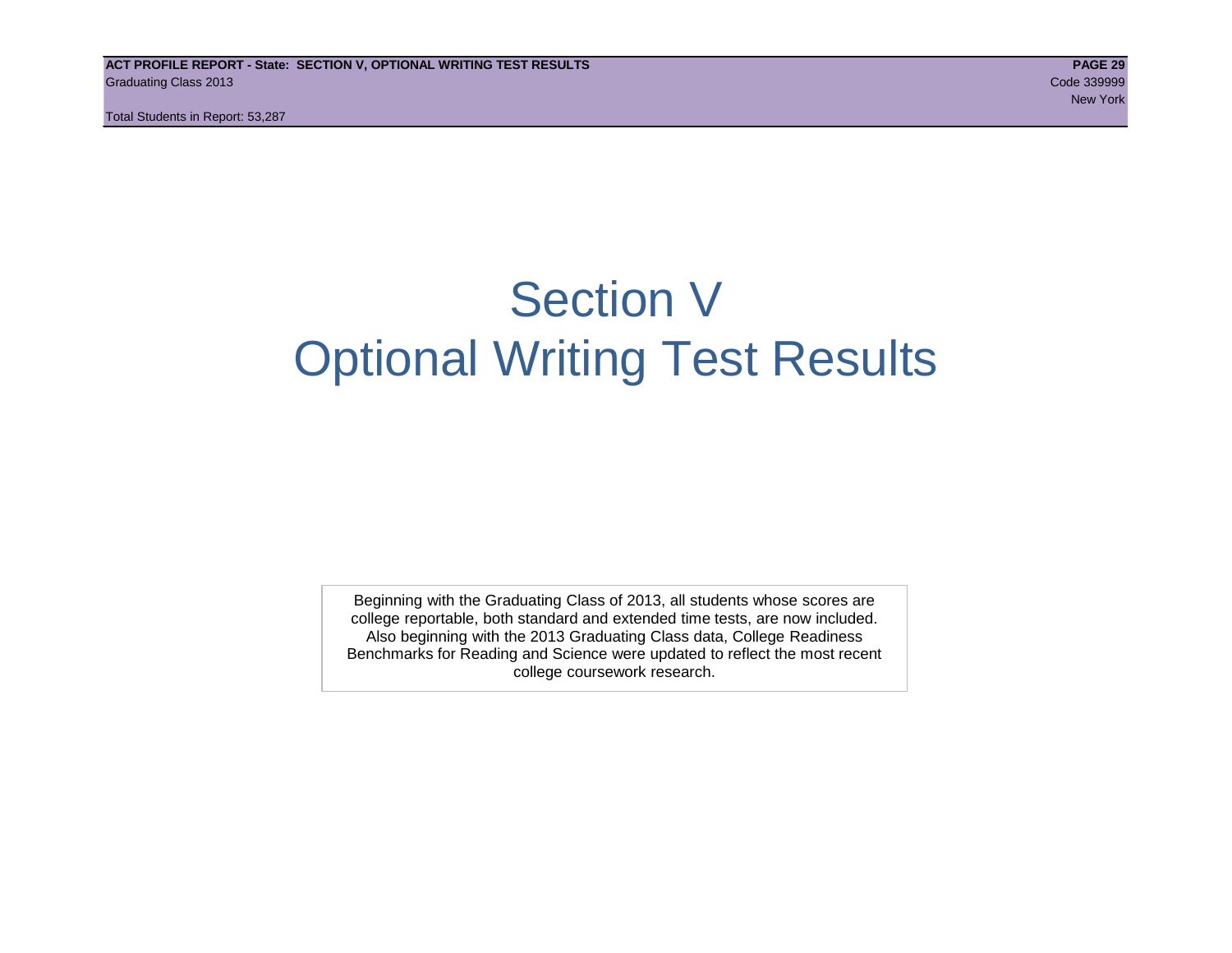# Section V
# Optional Writing Test Results

Beginning with the Graduating Class of 2013, all students whose scores are college reportable, both standard and extended time tests, are now included. Also beginning with the 2013 Graduating Class data, College Readiness Benchmarks for Reading and Science were updated to reflect the most recent college coursework research.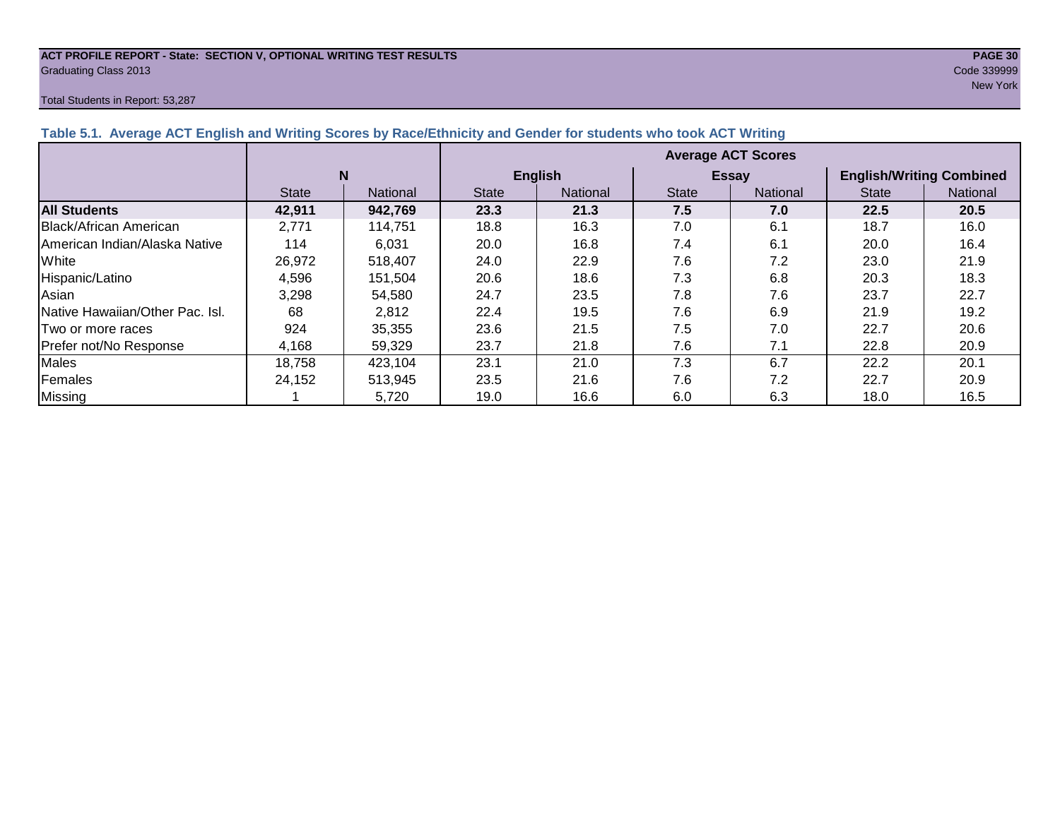ACT PROFILE REPORT - State: SECTION V, OPTIONAL WRITING TEST RESULTS

Graduating Class 2013

Code 339999

New York

Total Students in Report: 53,287

### Table 5.1. Average ACT English and Writing Scores by Race/Ethnicity and Gender for students who took ACT Writing

| | N | | Average ACT Scores | | | | | |
|---|---|---|---|---|---|---|---|---|
| | | | English | | Essay | | English/Writing Combined | |
| | State | National | State | National | State | National | State | National |
| **All Students** | **42,911** | **942,769** | **23.3** | **21.3** | **7.5** | **7.0** | **22.5** | **20.5** |
| Black/African American | 2,771 | 114,751 | 18.8 | 16.3 | 7.0 | 6.1 | 18.7 | 16.0 |
| American Indian/Alaska Native | 114 | 6,031 | 20.0 | 16.8 | 7.4 | 6.1 | 20.0 | 16.4 |
| White | 26,972 | 518,407 | 24.0 | 22.9 | 7.6 | 7.2 | 23.0 | 21.9 |
| Hispanic/Latino | 4,596 | 151,504 | 20.6 | 18.6 | 7.3 | 6.8 | 20.3 | 18.3 |
| Asian | 3,298 | 54,580 | 24.7 | 23.5 | 7.8 | 7.6 | 23.7 | 22.7 |
| Native Hawaiian/Other Pac. Isl. | 68 | 2,812 | 22.4 | 19.5 | 7.6 | 6.9 | 21.9 | 19.2 |
| Two or more races | 924 | 35,355 | 23.6 | 21.5 | 7.5 | 7.0 | 22.7 | 20.6 |
| Prefer not/No Response | 4,168 | 59,329 | 23.7 | 21.8 | 7.6 | 7.1 | 22.8 | 20.9 |
| Males | 18,758 | 423,104 | 23.1 | 21.0 | 7.3 | 6.7 | 22.2 | 20.1 |
| Females | 24,152 | 513,945 | 23.5 | 21.6 | 7.6 | 7.2 | 22.7 | 20.9 |
| Missing | 1 | 5,720 | 19.0 | 16.6 | 6.0 | 6.3 | 18.0 | 16.5 |